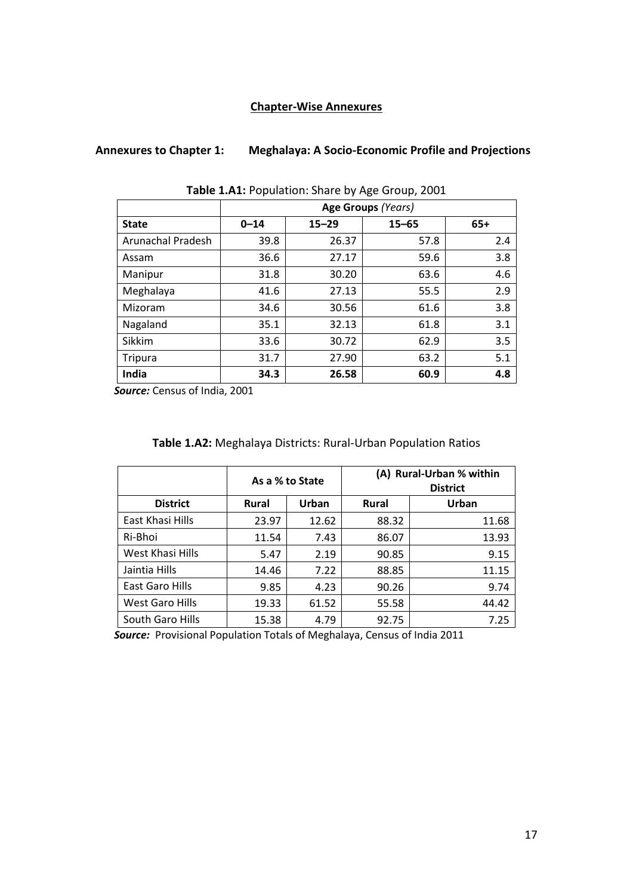## Chapter-Wise Annexures

### Annexures to Chapter 1: Meghalaya: A Socio-Economic Profile and Projections

**Table 1.A1:** Population: Share by Age Group, 2001

| | **Age Groups** *(Years)* | | | |
|---|---|---|---|---|
| **State** | **0–14** | **15–29** | **15–65** | **65+** |
| Arunachal Pradesh | 39.8 | 26.37 | 57.8 | 2.4 |
| Assam | 36.6 | 27.17 | 59.6 | 3.8 |
| Manipur | 31.8 | 30.20 | 63.6 | 4.6 |
| Meghalaya | 41.6 | 27.13 | 55.5 | 2.9 |
| Mizoram | 34.6 | 30.56 | 61.6 | 3.8 |
| Nagaland | 35.1 | 32.13 | 61.8 | 3.1 |
| Sikkim | 33.6 | 30.72 | 62.9 | 3.5 |
| Tripura | 31.7 | 27.90 | 63.2 | 5.1 |
| **India** | **34.3** | **26.58** | **60.9** | **4.8** |

***Source:*** Census of India, 2001

**Table 1.A2:** Meghalaya Districts: Rural-Urban Population Ratios

| | **As a % to State** | | **(A) Rural-Urban % within District** | |
|---|---|---|---|---|
| **District** | **Rural** | **Urban** | **Rural** | **Urban** |
| East Khasi Hills | 23.97 | 12.62 | 88.32 | 11.68 |
| Ri-Bhoi | 11.54 | 7.43 | 86.07 | 13.93 |
| West Khasi Hills | 5.47 | 2.19 | 90.85 | 9.15 |
| Jaintia Hills | 14.46 | 7.22 | 88.85 | 11.15 |
| East Garo Hills | 9.85 | 4.23 | 90.26 | 9.74 |
| West Garo Hills | 19.33 | 61.52 | 55.58 | 44.42 |
| South Garo Hills | 15.38 | 4.79 | 92.75 | 7.25 |

***Source:*** Provisional Population Totals of Meghalaya, Census of India 2011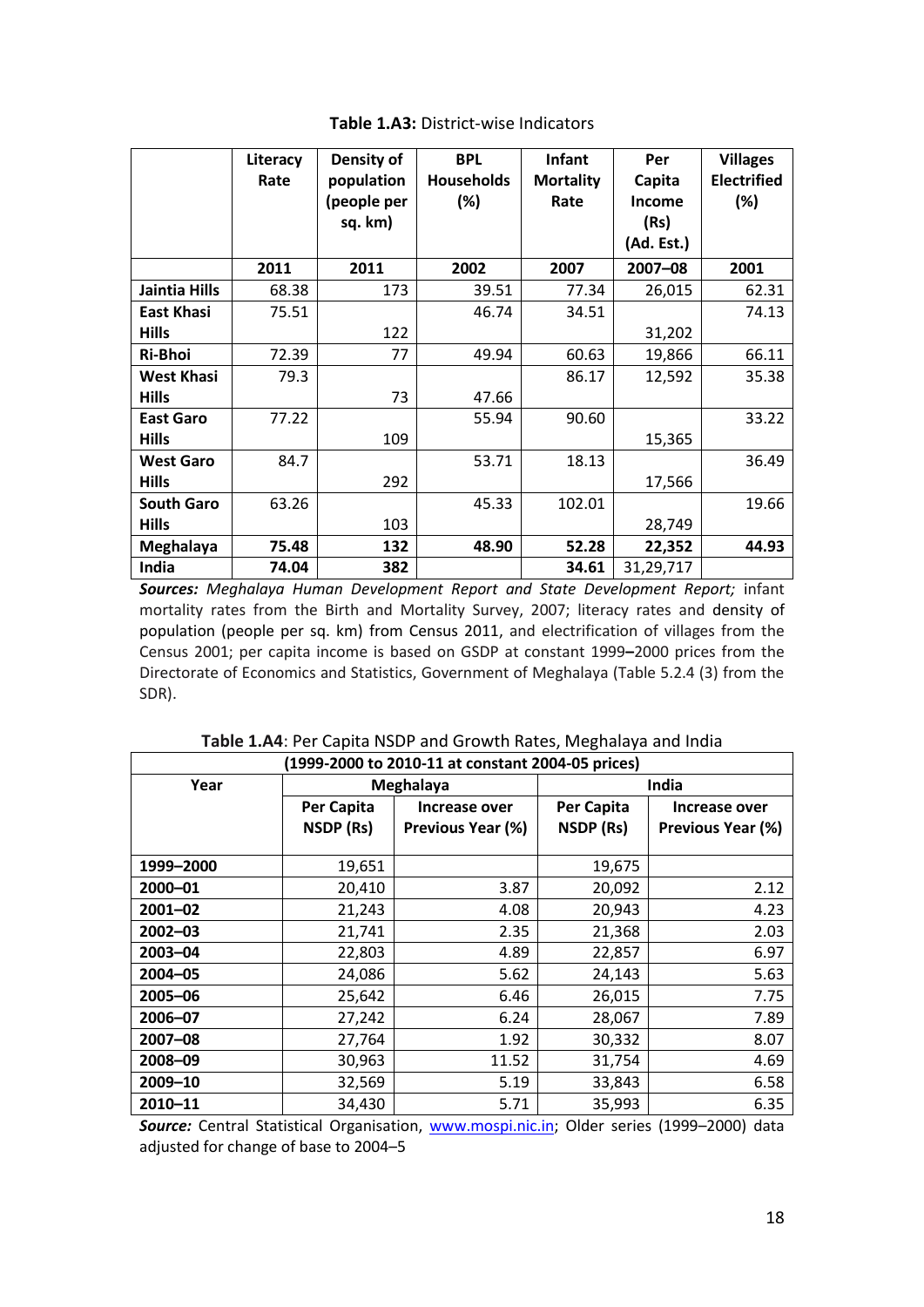**Table 1.A3:** District-wise Indicators

| | Literacy Rate | Density of population (people per sq. km) | BPL Households (%) | Infant Mortality Rate | Per Capita Income (Rs) (Ad. Est.) | Villages Electrified (%) |
|---|---|---|---|---|---|---|
| | 2011 | 2011 | 2002 | 2007 | 2007–08 | 2001 |
| **Jaintia Hills** | 68.38 | 173 | 39.51 | 77.34 | 26,015 | 62.31 |
| **East Khasi Hills** | 75.51 | 122 | 46.74 | 34.51 | 31,202 | 74.13 |
| **Ri-Bhoi** | 72.39 | 77 | 49.94 | 60.63 | 19,866 | 66.11 |
| **West Khasi Hills** | 79.3 | 73 | 47.66 | 86.17 | 12,592 | 35.38 |
| **East Garo Hills** | 77.22 | 109 | 55.94 | 90.60 | 15,365 | 33.22 |
| **West Garo Hills** | 84.7 | 292 | 53.71 | 18.13 | 17,566 | 36.49 |
| **South Garo Hills** | 63.26 | 103 | 45.33 | 102.01 | 28,749 | 19.66 |
| **Meghalaya** | **75.48** | **132** | **48.90** | **52.28** | **22,352** | **44.93** |
| **India** | **74.04** | **382** | | **34.61** | 31,29,717 | |

***Sources:*** *Meghalaya Human Development Report and State Development Report;* infant mortality rates from the Birth and Mortality Survey, 2007; literacy rates and density of population (people per sq. km) from Census 2011, and electrification of villages from the Census 2001; per capita income is based on GSDP at constant 1999–2000 prices from the Directorate of Economics and Statistics, Government of Meghalaya (Table 5.2.4 (3) from the SDR).

**Table 1.A4**: Per Capita NSDP and Growth Rates, Meghalaya and India

**(1999-2000 to 2010-11 at constant 2004-05 prices)**

| Year | Meghalaya | | India | |
|---|---|---|---|---|
| | Per Capita NSDP (Rs) | Increase over Previous Year (%) | Per Capita NSDP (Rs) | Increase over Previous Year (%) |
| **1999–2000** | 19,651 | | 19,675 | |
| **2000–01** | 20,410 | 3.87 | 20,092 | 2.12 |
| **2001–02** | 21,243 | 4.08 | 20,943 | 4.23 |
| **2002–03** | 21,741 | 2.35 | 21,368 | 2.03 |
| **2003–04** | 22,803 | 4.89 | 22,857 | 6.97 |
| **2004–05** | 24,086 | 5.62 | 24,143 | 5.63 |
| **2005–06** | 25,642 | 6.46 | 26,015 | 7.75 |
| **2006–07** | 27,242 | 6.24 | 28,067 | 7.89 |
| **2007–08** | 27,764 | 1.92 | 30,332 | 8.07 |
| **2008–09** | 30,963 | 11.52 | 31,754 | 4.69 |
| **2009–10** | 32,569 | 5.19 | 33,843 | 6.58 |
| **2010–11** | 34,430 | 5.71 | 35,993 | 6.35 |

***Source:*** Central Statistical Organisation, www.mospi.nic.in; Older series (1999–2000) data adjusted for change of base to 2004–5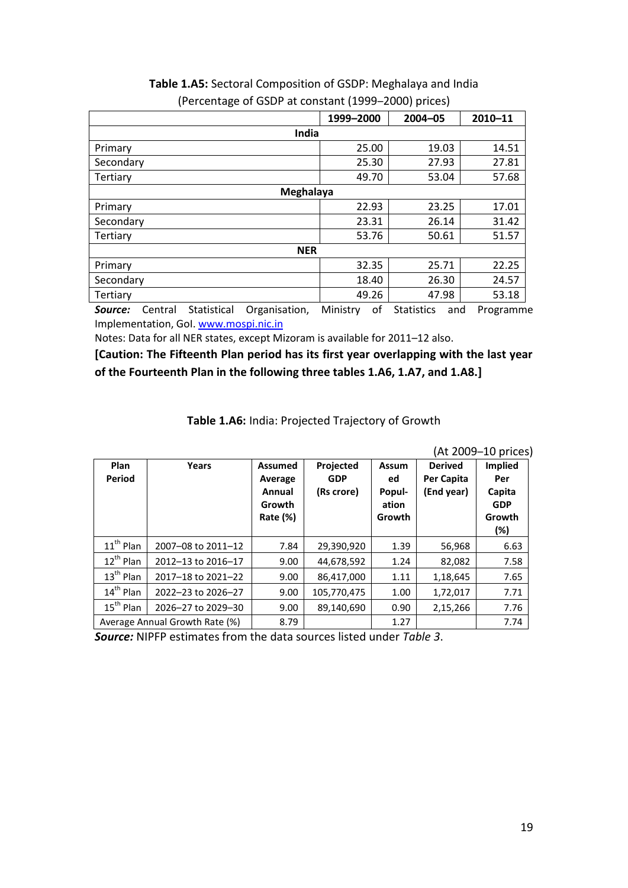**Table 1.A5:** Sectoral Composition of GSDP: Meghalaya and India
(Percentage of GSDP at constant (1999–2000) prices)

| | 1999–2000 | 2004–05 | 2010–11 |
|---|---|---|---|
| **India** | | | |
| Primary | 25.00 | 19.03 | 14.51 |
| Secondary | 25.30 | 27.93 | 27.81 |
| Tertiary | 49.70 | 53.04 | 57.68 |
| **Meghalaya** | | | |
| Primary | 22.93 | 23.25 | 17.01 |
| Secondary | 23.31 | 26.14 | 31.42 |
| Tertiary | 53.76 | 50.61 | 51.57 |
| **NER** | | | |
| Primary | 32.35 | 25.71 | 22.25 |
| Secondary | 18.40 | 26.30 | 24.57 |
| Tertiary | 49.26 | 47.98 | 53.18 |

***Source:*** Central Statistical Organisation, Ministry of Statistics and Programme Implementation, GoI. www.mospi.nic.in

Notes: Data for all NER states, except Mizoram is available for 2011–12 also.

**[Caution: The Fifteenth Plan period has its first year overlapping with the last year of the Fourteenth Plan in the following three tables 1.A6, 1.A7, and 1.A8.]**

**Table 1.A6:** India: Projected Trajectory of Growth

(At 2009–10 prices)

| Plan Period | Years | Assumed Average Annual Growth Rate (%) | Projected GDP (Rs crore) | Assumed Population Growth | Derived Per Capita (End year) | Implied Per Capita GDP Growth (%) |
|---|---|---|---|---|---|---|
| 11th Plan | 2007–08 to 2011–12 | 7.84 | 29,390,920 | 1.39 | 56,968 | 6.63 |
| 12th Plan | 2012–13 to 2016–17 | 9.00 | 44,678,592 | 1.24 | 82,082 | 7.58 |
| 13th Plan | 2017–18 to 2021–22 | 9.00 | 86,417,000 | 1.11 | 1,18,645 | 7.65 |
| 14th Plan | 2022–23 to 2026–27 | 9.00 | 105,770,475 | 1.00 | 1,72,017 | 7.71 |
| 15th Plan | 2026–27 to 2029–30 | 9.00 | 89,140,690 | 0.90 | 2,15,266 | 7.76 |
| Average Annual Growth Rate (%) | | 8.79 | | 1.27 | | 7.74 |

***Source:*** NIPFP estimates from the data sources listed under *Table 3*.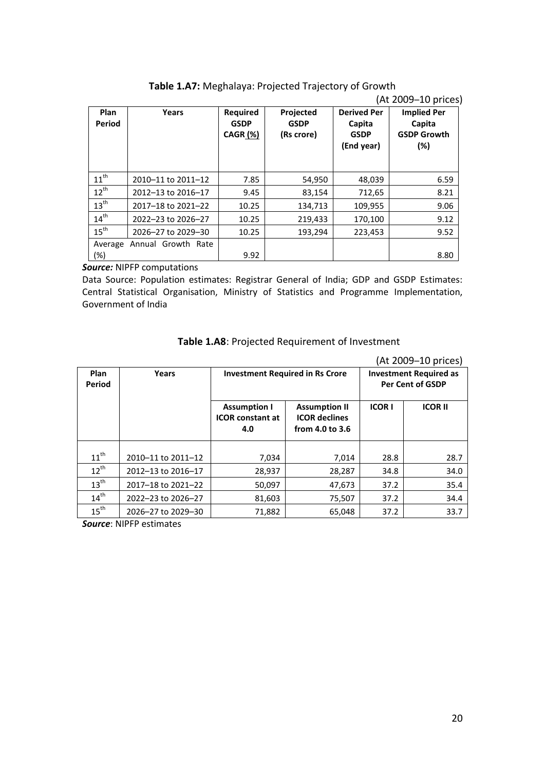**Table 1.A7:** Meghalaya: Projected Trajectory of Growth

(At 2009–10 prices)

| Plan Period | Years | Required GSDP CAGR (%) | Projected GSDP (Rs crore) | Derived Per Capita GSDP (End year) | Implied Per Capita GSDP Growth (%) |
|---|---|---|---|---|---|
| 11th | 2010–11 to 2011–12 | 7.85 | 54,950 | 48,039 | 6.59 |
| 12th | 2012–13 to 2016–17 | 9.45 | 83,154 | 712,65 | 8.21 |
| 13th | 2017–18 to 2021–22 | 10.25 | 134,713 | 109,955 | 9.06 |
| 14th | 2022–23 to 2026–27 | 10.25 | 219,433 | 170,100 | 9.12 |
| 15th | 2026–27 to 2029–30 | 10.25 | 193,294 | 223,453 | 9.52 |
| Average Annual Growth Rate (%) | | 9.92 | | | 8.80 |

***Source:*** NIPFP computations

Data Source: Population estimates: Registrar General of India; GDP and GSDP Estimates: Central Statistical Organisation, Ministry of Statistics and Programme Implementation, Government of India

**Table 1.A8**: Projected Requirement of Investment

(At 2009–10 prices)

| Plan Period | Years | Investment Required in Rs Crore | | Investment Required as Per Cent of GSDP | |
|---|---|---|---|---|---|
| | | Assumption I ICOR constant at 4.0 | Assumption II ICOR declines from 4.0 to 3.6 | ICOR I | ICOR II |
| 11th | 2010–11 to 2011–12 | 7,034 | 7,014 | 28.8 | 28.7 |
| 12th | 2012–13 to 2016–17 | 28,937 | 28,287 | 34.8 | 34.0 |
| 13th | 2017–18 to 2021–22 | 50,097 | 47,673 | 37.2 | 35.4 |
| 14th | 2022–23 to 2026–27 | 81,603 | 75,507 | 37.2 | 34.4 |
| 15th | 2026–27 to 2029–30 | 71,882 | 65,048 | 37.2 | 33.7 |

***Source***: NIPFP estimates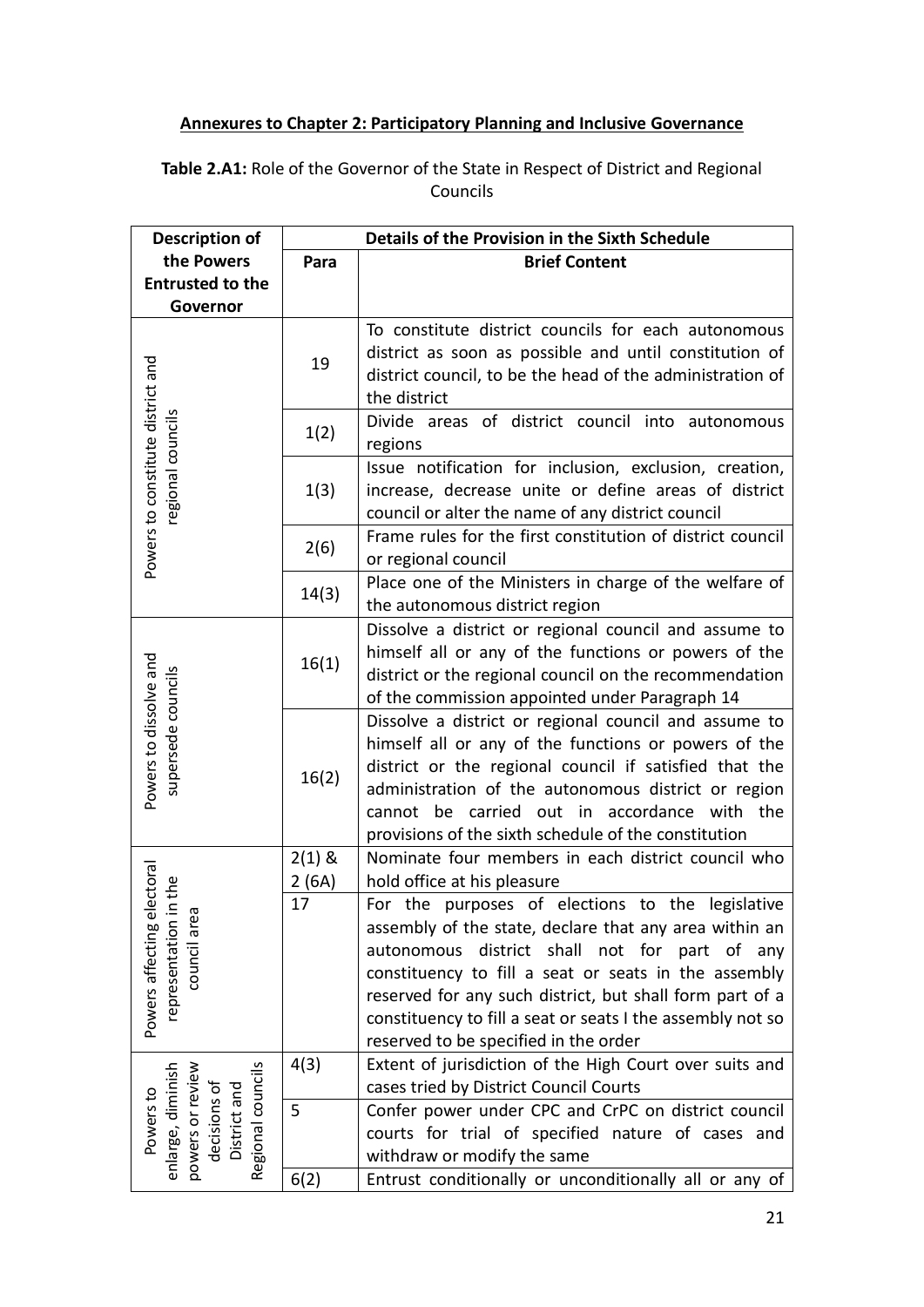**Annexures to Chapter 2: Participatory Planning and Inclusive Governance**

**Table 2.A1:** Role of the Governor of the State in Respect of District and Regional Councils

| Description of the Powers Entrusted to the Governor | Details of the Provision in the Sixth Schedule | |
|---|---|---|
| | Para | Brief Content |
| Powers to constitute district and regional councils | 19 | To constitute district councils for each autonomous district as soon as possible and until constitution of district council, to be the head of the administration of the district |
| | 1(2) | Divide areas of district council into autonomous regions |
| | 1(3) | Issue notification for inclusion, exclusion, creation, increase, decrease unite or define areas of district council or alter the name of any district council |
| | 2(6) | Frame rules for the first constitution of district council or regional council |
| | 14(3) | Place one of the Ministers in charge of the welfare of the autonomous district region |
| Powers to dissolve and supersede councils | 16(1) | Dissolve a district or regional council and assume to himself all or any of the functions or powers of the district or the regional council on the recommendation of the commission appointed under Paragraph 14 |
| | 16(2) | Dissolve a district or regional council and assume to himself all or any of the functions or powers of the district or the regional council if satisfied that the administration of the autonomous district or region cannot be carried out in accordance with the provisions of the sixth schedule of the constitution |
| Powers affecting electoral representation in the council area | 2(1) & 2 (6A) | Nominate four members in each district council who hold office at his pleasure |
| | 17 | For the purposes of elections to the legislative assembly of the state, declare that any area within an autonomous district shall not for part of any constituency to fill a seat or seats in the assembly reserved for any such district, but shall form part of a constituency to fill a seat or seats I the assembly not so reserved to be specified in the order |
| Powers to enlarge, diminish powers or review decisions of District and Regional councils | 4(3) | Extent of jurisdiction of the High Court over suits and cases tried by District Council Courts |
| | 5 | Confer power under CPC and CrPC on district council courts for trial of specified nature of cases and withdraw or modify the same |
| | 6(2) | Entrust conditionally or unconditionally all or any of |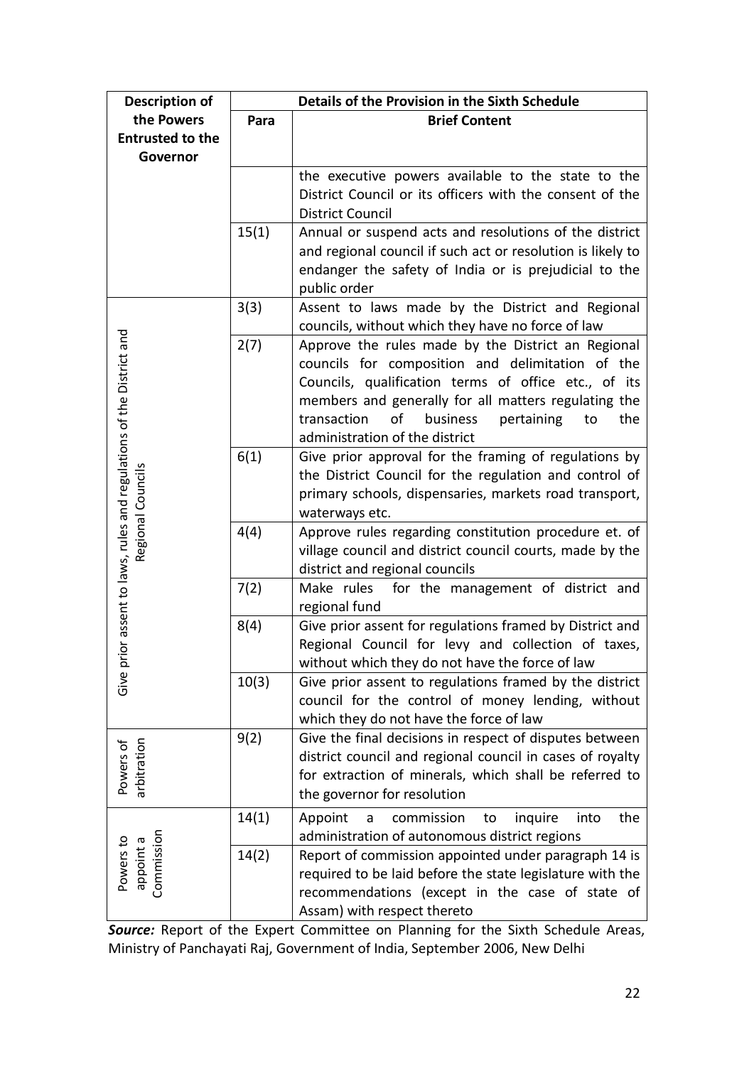| Description of the Powers Entrusted to the Governor | Details of the Provision in the Sixth Schedule | |
|---|---|---|
| | Para | Brief Content |
| | | the executive powers available to the state to the District Council or its officers with the consent of the District Council |
| | 15(1) | Annual or suspend acts and resolutions of the district and regional council if such act or resolution is likely to endanger the safety of India or is prejudicial to the public order |
| Give prior assent to laws, rules and regulations of the District and Regional Councils | 3(3) | Assent to laws made by the District and Regional councils, without which they have no force of law |
| | 2(7) | Approve the rules made by the District an Regional councils for composition and delimitation of the Councils, qualification terms of office etc., of its members and generally for all matters regulating the transaction of business pertaining to the administration of the district |
| | 6(1) | Give prior approval for the framing of regulations by the District Council for the regulation and control of primary schools, dispensaries, markets road transport, waterways etc. |
| | 4(4) | Approve rules regarding constitution procedure et. of village council and district council courts, made by the district and regional councils |
| | 7(2) | Make rules for the management of district and regional fund |
| | 8(4) | Give prior assent for regulations framed by District and Regional Council for levy and collection of taxes, without which they do not have the force of law |
| | 10(3) | Give prior assent to regulations framed by the district council for the control of money lending, without which they do not have the force of law |
| Powers of arbitration | 9(2) | Give the final decisions in respect of disputes between district council and regional council in cases of royalty for extraction of minerals, which shall be referred to the governor for resolution |
| Powers to appoint a Commission | 14(1) | Appoint a commission to inquire into the administration of autonomous district regions |
| | 14(2) | Report of commission appointed under paragraph 14 is required to be laid before the state legislature with the recommendations (except in the case of state of Assam) with respect thereto |

***Source:*** Report of the Expert Committee on Planning for the Sixth Schedule Areas, Ministry of Panchayati Raj, Government of India, September 2006, New Delhi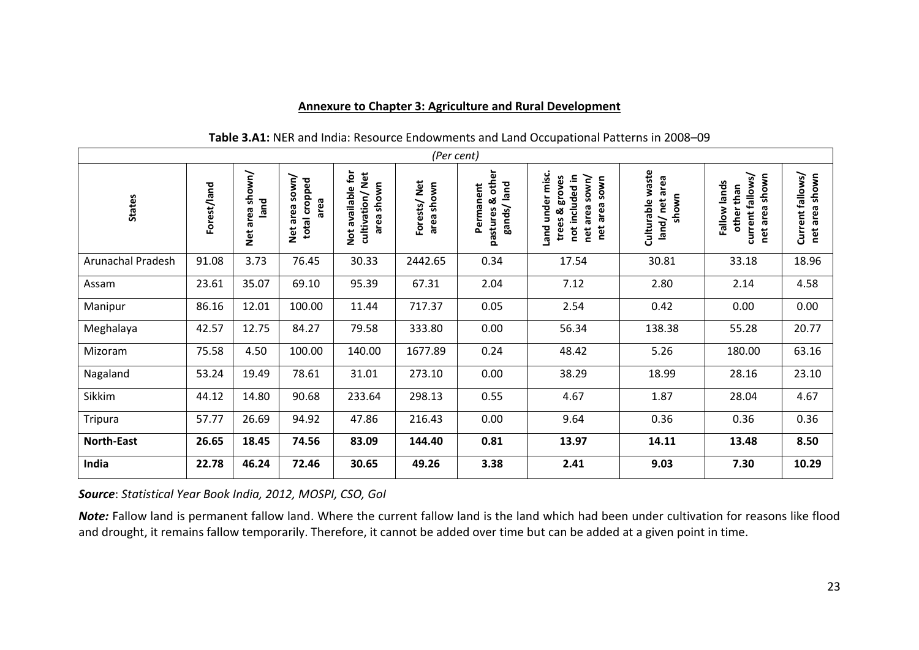**Annexure to Chapter 3: Agriculture and Rural Development**

**Table 3.A1:** NER and India: Resource Endowments and Land Occupational Patterns in 2008–09

*(Per cent)*

| States | Forest/land | Net area shown/ land | Net area sown/ total cropped area | Not available for cultivation/ Net area shown | Forests/ Net area shown | Permanent pastures & other gands/ land | Land under misc. trees & groves not included in net area sown/ net area sown | Culturable waste land/ net area shown | Fallow lands other than current fallows/ net area shown | Current fallows/ net area shown |
|---|---|---|---|---|---|---|---|---|---|---|
| Arunachal Pradesh | 91.08 | 3.73 | 76.45 | 30.33 | 2442.65 | 0.34 | 17.54 | 30.81 | 33.18 | 18.96 |
| Assam | 23.61 | 35.07 | 69.10 | 95.39 | 67.31 | 2.04 | 7.12 | 2.80 | 2.14 | 4.58 |
| Manipur | 86.16 | 12.01 | 100.00 | 11.44 | 717.37 | 0.05 | 2.54 | 0.42 | 0.00 | 0.00 |
| Meghalaya | 42.57 | 12.75 | 84.27 | 79.58 | 333.80 | 0.00 | 56.34 | 138.38 | 55.28 | 20.77 |
| Mizoram | 75.58 | 4.50 | 100.00 | 140.00 | 1677.89 | 0.24 | 48.42 | 5.26 | 180.00 | 63.16 |
| Nagaland | 53.24 | 19.49 | 78.61 | 31.01 | 273.10 | 0.00 | 38.29 | 18.99 | 28.16 | 23.10 |
| Sikkim | 44.12 | 14.80 | 90.68 | 233.64 | 298.13 | 0.55 | 4.67 | 1.87 | 28.04 | 4.67 |
| Tripura | 57.77 | 26.69 | 94.92 | 47.86 | 216.43 | 0.00 | 9.64 | 0.36 | 0.36 | 0.36 |
| **North-East** | **26.65** | **18.45** | **74.56** | **83.09** | **144.40** | **0.81** | **13.97** | **14.11** | **13.48** | **8.50** |
| **India** | **22.78** | **46.24** | **72.46** | **30.65** | **49.26** | **3.38** | **2.41** | **9.03** | **7.30** | **10.29** |

***Source***: *Statistical Year Book India, 2012, MOSPI, CSO, GoI*

***Note:*** Fallow land is permanent fallow land. Where the current fallow land is the land which had been under cultivation for reasons like flood and drought, it remains fallow temporarily. Therefore, it cannot be added over time but can be added at a given point in time.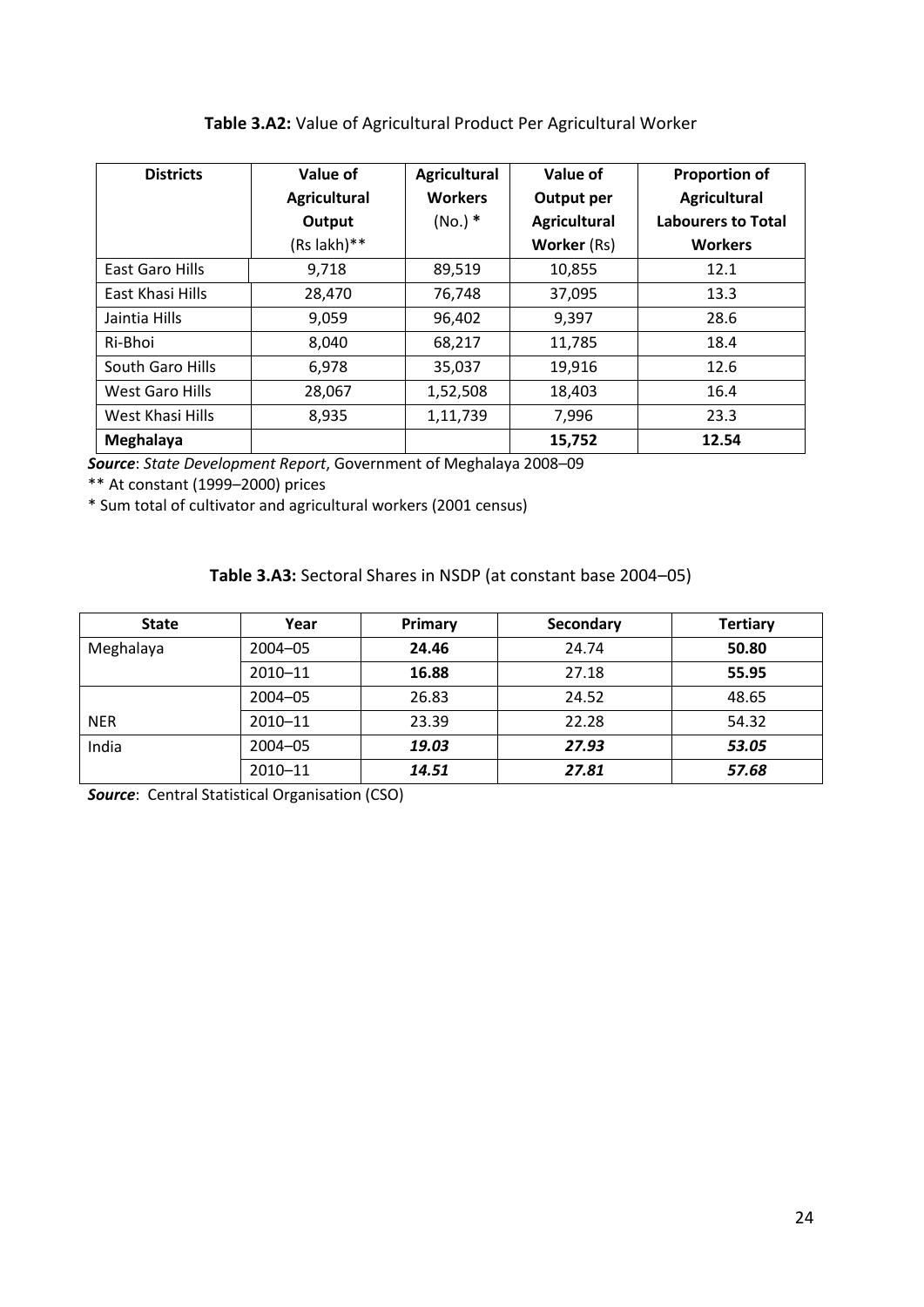**Table 3.A2:** Value of Agricultural Product Per Agricultural Worker

| Districts | Value of Agricultural Output (Rs lakh)** | Agricultural Workers (No.) * | Value of Output per Agricultural **Worker** (Rs) | Proportion of Agricultural Labourers to Total Workers |
|---|---|---|---|---|
| East Garo Hills | 9,718 | 89,519 | 10,855 | 12.1 |
| East Khasi Hills | 28,470 | 76,748 | 37,095 | 13.3 |
| Jaintia Hills | 9,059 | 96,402 | 9,397 | 28.6 |
| Ri-Bhoi | 8,040 | 68,217 | 11,785 | 18.4 |
| South Garo Hills | 6,978 | 35,037 | 19,916 | 12.6 |
| West Garo Hills | 28,067 | 1,52,508 | 18,403 | 16.4 |
| West Khasi Hills | 8,935 | 1,11,739 | 7,996 | 23.3 |
| **Meghalaya** | | | **15,752** | **12.54** |

***Source***: *State Development Report*, Government of Meghalaya 2008–09

** At constant (1999–2000) prices

* Sum total of cultivator and agricultural workers (2001 census)

**Table 3.A3:** Sectoral Shares in NSDP (at constant base 2004–05)

| State | Year | Primary | Secondary | Tertiary |
|---|---|---|---|---|
| Meghalaya | 2004–05 | **24.46** | 24.74 | **50.80** |
| | 2010–11 | **16.88** | 27.18 | **55.95** |
| | 2004–05 | 26.83 | 24.52 | 48.65 |
| NER | 2010–11 | 23.39 | 22.28 | 54.32 |
| India | 2004–05 | ***19.03*** | ***27.93*** | ***53.05*** |
| | 2010–11 | ***14.51*** | ***27.81*** | ***57.68*** |

***Source***: Central Statistical Organisation (CSO)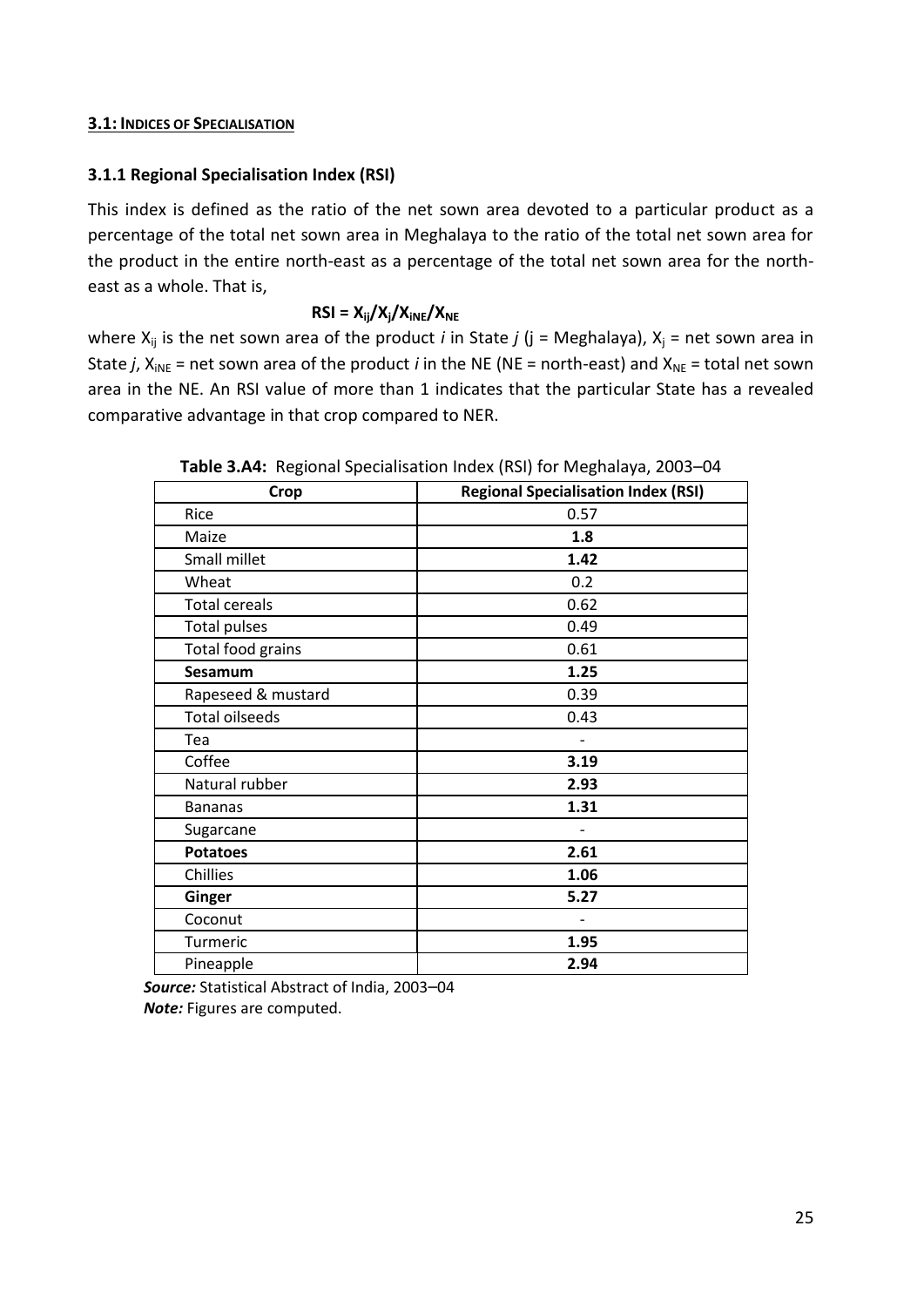### 3.1: Indices of Specialisation

### 3.1.1 Regional Specialisation Index (RSI)

This index is defined as the ratio of the net sown area devoted to a particular product as a percentage of the total net sown area in Meghalaya to the ratio of the total net sown area for the product in the entire north-east as a percentage of the total net sown area for the north-east as a whole. That is,

$$\mathbf{RSI = X_{ij}/X_j/X_{iNE}/X_{NE}}$$

where $X_{ij}$ is the net sown area of the product *i* in State *j* (j = Meghalaya), $X_j$ = net sown area in State *j*, $X_{iNE}$ = net sown area of the product *i* in the NE (NE = north-east) and $X_{NE}$ = total net sown area in the NE. An RSI value of more than 1 indicates that the particular State has a revealed comparative advantage in that crop compared to NER.

**Table 3.A4:** Regional Specialisation Index (RSI) for Meghalaya, 2003–04

| Crop | Regional Specialisation Index (RSI) |
|---|---|
| Rice | 0.57 |
| Maize | **1.8** |
| Small millet | **1.42** |
| Wheat | 0.2 |
| Total cereals | 0.62 |
| Total pulses | 0.49 |
| Total food grains | 0.61 |
| **Sesamum** | **1.25** |
| Rapeseed & mustard | 0.39 |
| Total oilseeds | 0.43 |
| Tea | - |
| Coffee | **3.19** |
| Natural rubber | **2.93** |
| Bananas | **1.31** |
| Sugarcane | - |
| **Potatoes** | **2.61** |
| Chillies | **1.06** |
| **Ginger** | **5.27** |
| Coconut | - |
| Turmeric | **1.95** |
| Pineapple | **2.94** |

***Source:*** Statistical Abstract of India, 2003–04
***Note:*** Figures are computed.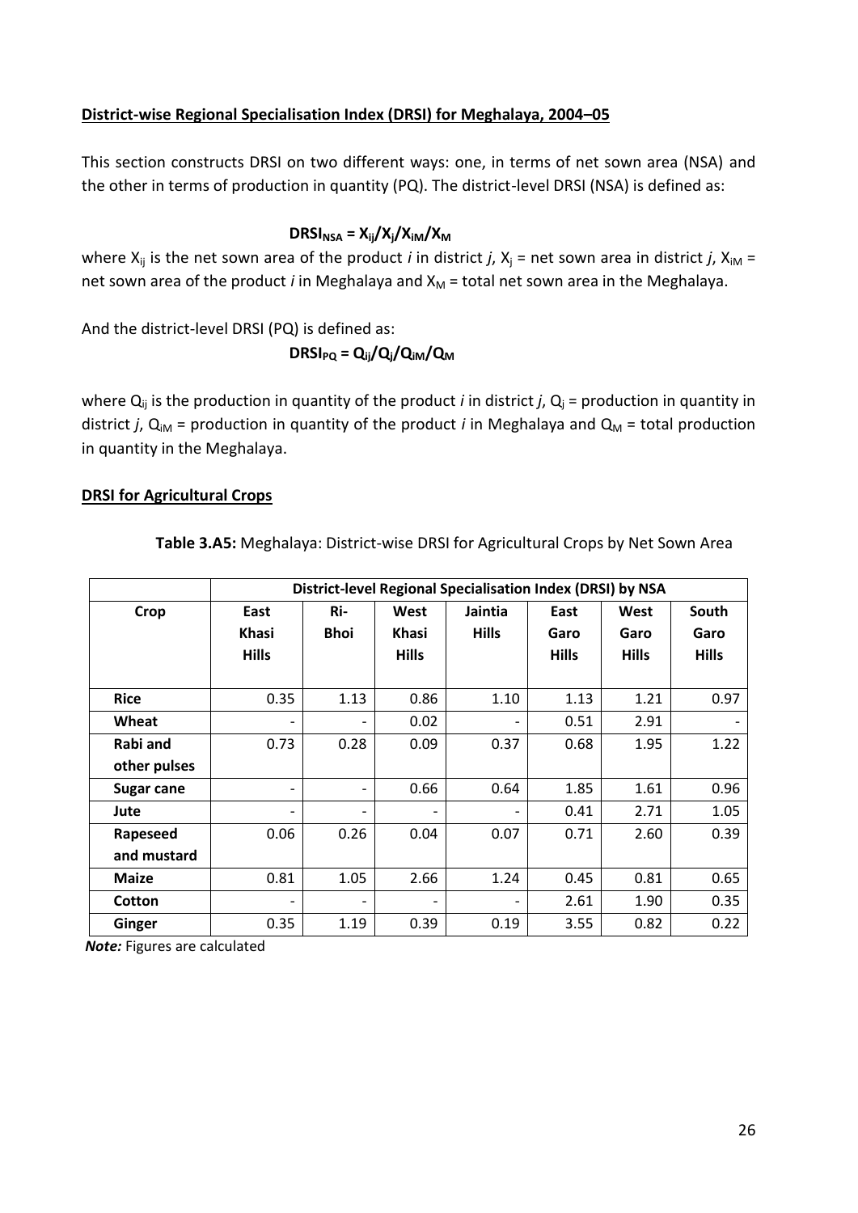## District-wise Regional Specialisation Index (DRSI) for Meghalaya, 2004–05

This section constructs DRSI on two different ways: one, in terms of net sown area (NSA) and the other in terms of production in quantity (PQ). The district-level DRSI (NSA) is defined as:

$$\mathbf{DRSI_{NSA} = X_{ij}/X_j/X_{iM}/X_M}$$

where $X_{ij}$ is the net sown area of the product *i* in district *j*, $X_j$ = net sown area in district *j*, $X_{iM}$ = net sown area of the product *i* in Meghalaya and $X_M$ = total net sown area in the Meghalaya.

And the district-level DRSI (PQ) is defined as:

$$\mathbf{DRSI_{PQ} = Q_{ij}/Q_j/Q_{iM}/Q_M}$$

where $Q_{ij}$ is the production in quantity of the product *i* in district *j*, $Q_j$ = production in quantity in district *j*, $Q_{iM}$ = production in quantity of the product *i* in Meghalaya and $Q_M$ = total production in quantity in the Meghalaya.

## DRSI for Agricultural Crops

**Table 3.A5:** Meghalaya: District-wise DRSI for Agricultural Crops by Net Sown Area

| | District-level Regional Specialisation Index (DRSI) by NSA | | | | | | |
|---|---|---|---|---|---|---|---|
| **Crop** | **East Khasi Hills** | **Ri-Bhoi** | **West Khasi Hills** | **Jaintia Hills** | **East Garo Hills** | **West Garo Hills** | **South Garo Hills** |
| **Rice** | 0.35 | 1.13 | 0.86 | 1.10 | 1.13 | 1.21 | 0.97 |
| **Wheat** | - | - | 0.02 | - | 0.51 | 2.91 | - |
| **Rabi and other pulses** | 0.73 | 0.28 | 0.09 | 0.37 | 0.68 | 1.95 | 1.22 |
| **Sugar cane** | - | - | 0.66 | 0.64 | 1.85 | 1.61 | 0.96 |
| **Jute** | - | - | - | - | 0.41 | 2.71 | 1.05 |
| **Rapeseed and mustard** | 0.06 | 0.26 | 0.04 | 0.07 | 0.71 | 2.60 | 0.39 |
| **Maize** | 0.81 | 1.05 | 2.66 | 1.24 | 0.45 | 0.81 | 0.65 |
| **Cotton** | - | - | - | - | 2.61 | 1.90 | 0.35 |
| **Ginger** | 0.35 | 1.19 | 0.39 | 0.19 | 3.55 | 0.82 | 0.22 |

***Note:*** Figures are calculated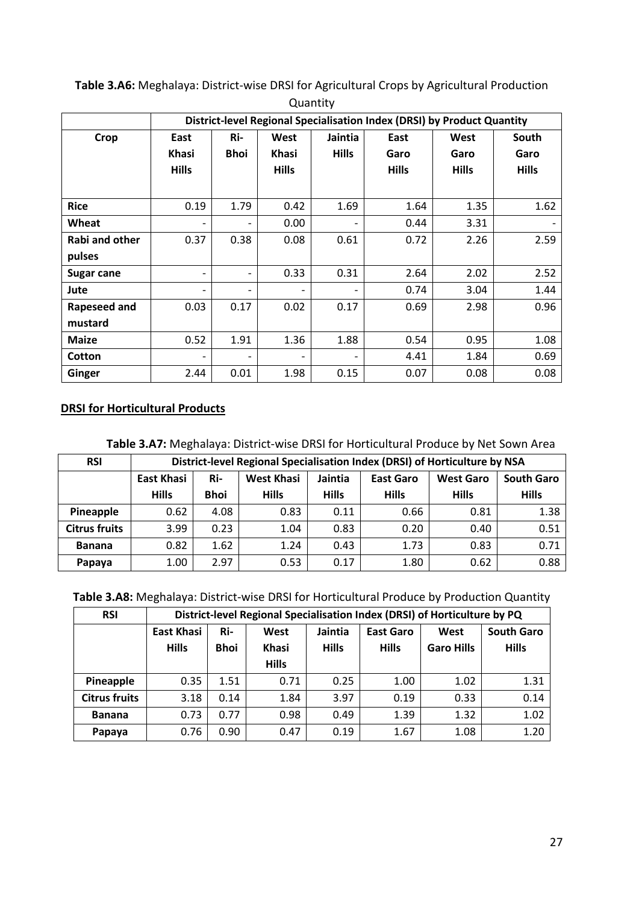**Table 3.A6:** Meghalaya: District-wise DRSI for Agricultural Crops by Agricultural Production Quantity

| | District-level Regional Specialisation Index (DRSI) by Product Quantity | | | | | | |
|---|---|---|---|---|---|---|---|
| **Crop** | **East Khasi Hills** | **Ri-Bhoi** | **West Khasi Hills** | **Jaintia Hills** | **East Garo Hills** | **West Garo Hills** | **South Garo Hills** |
| **Rice** | 0.19 | 1.79 | 0.42 | 1.69 | 1.64 | 1.35 | 1.62 |
| **Wheat** | - | - | 0.00 | - | 0.44 | 3.31 | - |
| **Rabi and other pulses** | 0.37 | 0.38 | 0.08 | 0.61 | 0.72 | 2.26 | 2.59 |
| **Sugar cane** | - | - | 0.33 | 0.31 | 2.64 | 2.02 | 2.52 |
| **Jute** | - | - | - | - | 0.74 | 3.04 | 1.44 |
| **Rapeseed and mustard** | 0.03 | 0.17 | 0.02 | 0.17 | 0.69 | 2.98 | 0.96 |
| **Maize** | 0.52 | 1.91 | 1.36 | 1.88 | 0.54 | 0.95 | 1.08 |
| **Cotton** | - | - | - | - | 4.41 | 1.84 | 0.69 |
| **Ginger** | 2.44 | 0.01 | 1.98 | 0.15 | 0.07 | 0.08 | 0.08 |

**DRSI for Horticultural Products**

**Table 3.A7:** Meghalaya: District-wise DRSI for Horticultural Produce by Net Sown Area

| **RSI** | District-level Regional Specialisation Index (DRSI) of Horticulture by NSA | | | | | | |
|---|---|---|---|---|---|---|---|
| | **East Khasi Hills** | **Ri-Bhoi** | **West Khasi Hills** | **Jaintia Hills** | **East Garo Hills** | **West Garo Hills** | **South Garo Hills** |
| **Pineapple** | 0.62 | 4.08 | 0.83 | 0.11 | 0.66 | 0.81 | 1.38 |
| **Citrus fruits** | 3.99 | 0.23 | 1.04 | 0.83 | 0.20 | 0.40 | 0.51 |
| **Banana** | 0.82 | 1.62 | 1.24 | 0.43 | 1.73 | 0.83 | 0.71 |
| **Papaya** | 1.00 | 2.97 | 0.53 | 0.17 | 1.80 | 0.62 | 0.88 |

**Table 3.A8:** Meghalaya: District-wise DRSI for Horticultural Produce by Production Quantity

| **RSI** | District-level Regional Specialisation Index (DRSI) of Horticulture by PQ | | | | | | |
|---|---|---|---|---|---|---|---|
| | **East Khasi Hills** | **Ri-Bhoi** | **West Khasi Hills** | **Jaintia Hills** | **East Garo Hills** | **West Garo Hills** | **South Garo Hills** |
| **Pineapple** | 0.35 | 1.51 | 0.71 | 0.25 | 1.00 | 1.02 | 1.31 |
| **Citrus fruits** | 3.18 | 0.14 | 1.84 | 3.97 | 0.19 | 0.33 | 0.14 |
| **Banana** | 0.73 | 0.77 | 0.98 | 0.49 | 1.39 | 1.32 | 1.02 |
| **Papaya** | 0.76 | 0.90 | 0.47 | 0.19 | 1.67 | 1.08 | 1.20 |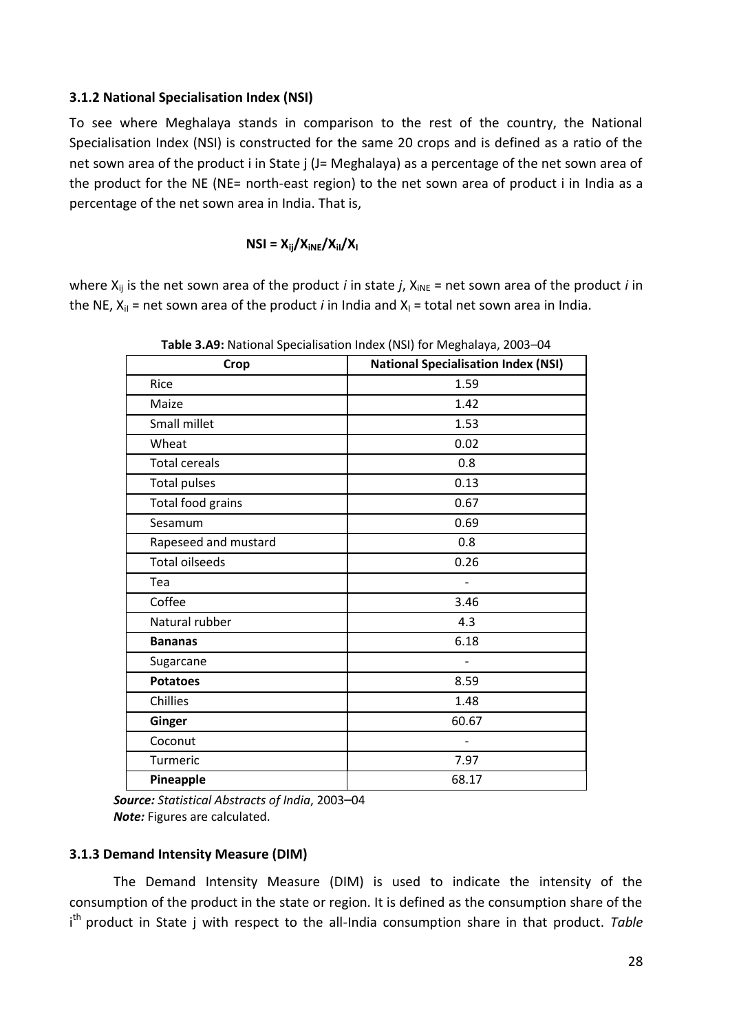### 3.1.2 National Specialisation Index (NSI)

To see where Meghalaya stands in comparison to the rest of the country, the National Specialisation Index (NSI) is constructed for the same 20 crops and is defined as a ratio of the net sown area of the product i in State j (J= Meghalaya) as a percentage of the net sown area of the product for the NE (NE= north-east region) to the net sown area of product i in India as a percentage of the net sown area in India. That is,

$$\mathbf{NSI = X_{ij}/X_{iNE}/X_{iI}/X_{I}}$$

where $X_{ij}$ is the net sown area of the product *i* in state *j*, $X_{iNE}$ = net sown area of the product *i* in the NE, $X_{iI}$ = net sown area of the product *i* in India and $X_I$ = total net sown area in India.

**Table 3.A9:** National Specialisation Index (NSI) for Meghalaya, 2003–04

| Crop | National Specialisation Index (NSI) |
|---|---|
| Rice | 1.59 |
| Maize | 1.42 |
| Small millet | 1.53 |
| Wheat | 0.02 |
| Total cereals | 0.8 |
| Total pulses | 0.13 |
| Total food grains | 0.67 |
| Sesamum | 0.69 |
| Rapeseed and mustard | 0.8 |
| Total oilseeds | 0.26 |
| Tea | - |
| Coffee | 3.46 |
| Natural rubber | 4.3 |
| **Bananas** | 6.18 |
| Sugarcane | - |
| **Potatoes** | 8.59 |
| Chillies | 1.48 |
| **Ginger** | 60.67 |
| Coconut | - |
| Turmeric | 7.97 |
| **Pineapple** | 68.17 |

***Source:*** *Statistical Abstracts of India*, 2003–04
***Note:*** Figures are calculated.

### 3.1.3 Demand Intensity Measure (DIM)

The Demand Intensity Measure (DIM) is used to indicate the intensity of the consumption of the product in the state or region. It is defined as the consumption share of the $i^{th}$ product in State j with respect to the all-India consumption share in that product. *Table*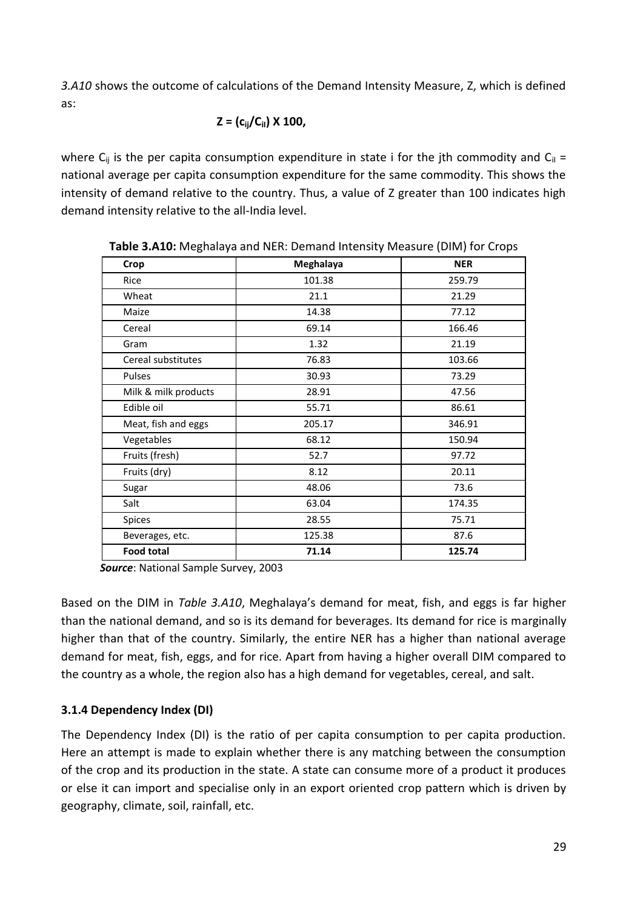*3.A10* shows the outcome of calculations of the Demand Intensity Measure, Z, which is defined as:

$$Z = (c_{ij}/C_{il}) \text{ X } 100,$$

where $C_{ij}$ is the per capita consumption expenditure in state i for the jth commodity and $C_{il}$ = national average per capita consumption expenditure for the same commodity. This shows the intensity of demand relative to the country. Thus, a value of Z greater than 100 indicates high demand intensity relative to the all-India level.

**Table 3.A10:** Meghalaya and NER: Demand Intensity Measure (DIM) for Crops

| Crop | Meghalaya | NER |
|---|---|---|
| Rice | 101.38 | 259.79 |
| Wheat | 21.1 | 21.29 |
| Maize | 14.38 | 77.12 |
| Cereal | 69.14 | 166.46 |
| Gram | 1.32 | 21.19 |
| Cereal substitutes | 76.83 | 103.66 |
| Pulses | 30.93 | 73.29 |
| Milk & milk products | 28.91 | 47.56 |
| Edible oil | 55.71 | 86.61 |
| Meat, fish and eggs | 205.17 | 346.91 |
| Vegetables | 68.12 | 150.94 |
| Fruits (fresh) | 52.7 | 97.72 |
| Fruits (dry) | 8.12 | 20.11 |
| Sugar | 48.06 | 73.6 |
| Salt | 63.04 | 174.35 |
| Spices | 28.55 | 75.71 |
| Beverages, etc. | 125.38 | 87.6 |
| **Food total** | **71.14** | **125.74** |

***Source***: National Sample Survey, 2003

Based on the DIM in *Table 3.A10*, Meghalaya's demand for meat, fish, and eggs is far higher than the national demand, and so is its demand for beverages. Its demand for rice is marginally higher than that of the country. Similarly, the entire NER has a higher than national average demand for meat, fish, eggs, and for rice. Apart from having a higher overall DIM compared to the country as a whole, the region also has a high demand for vegetables, cereal, and salt.

### 3.1.4 Dependency Index (DI)

The Dependency Index (DI) is the ratio of per capita consumption to per capita production. Here an attempt is made to explain whether there is any matching between the consumption of the crop and its production in the state. A state can consume more of a product it produces or else it can import and specialise only in an export oriented crop pattern which is driven by geography, climate, soil, rainfall, etc.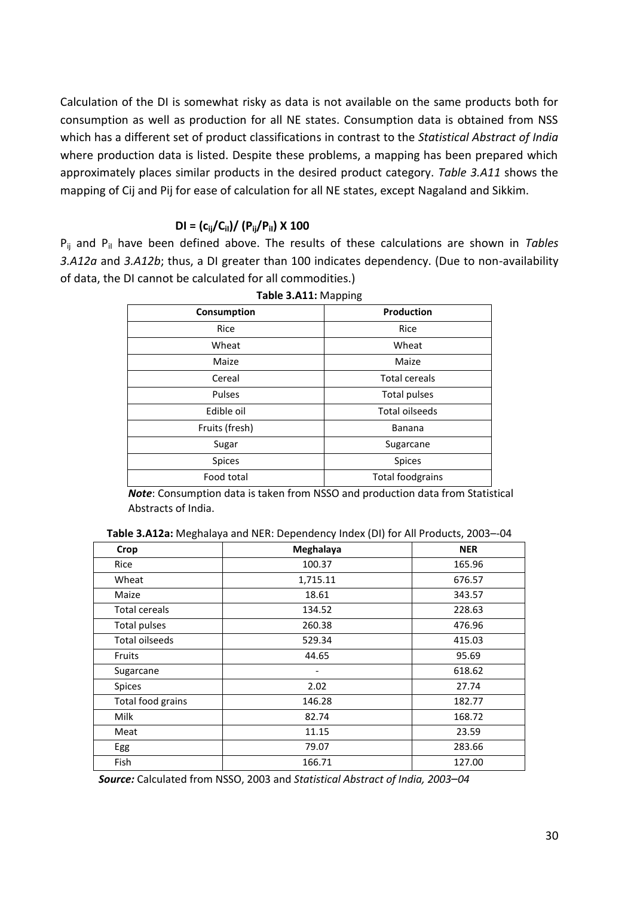Calculation of the DI is somewhat risky as data is not available on the same products both for consumption as well as production for all NE states. Consumption data is obtained from NSS which has a different set of product classifications in contrast to the *Statistical Abstract of India* where production data is listed. Despite these problems, a mapping has been prepared which approximately places similar products in the desired product category. *Table 3.A11* shows the mapping of Cij and Pij for ease of calculation for all NE states, except Nagaland and Sikkim.

$$\mathbf{DI = (c_{ij}/C_{il})/\ (P_{ij}/P_{il})\ X\ 100}$$

$P_{ij}$ and $P_{il}$ have been defined above. The results of these calculations are shown in *Tables 3.A12a* and *3.A12b*; thus, a DI greater than 100 indicates dependency. (Due to non-availability of data, the DI cannot be calculated for all commodities.)

**Table 3.A11:** Mapping

| Consumption | Production |
|---|---|
| Rice | Rice |
| Wheat | Wheat |
| Maize | Maize |
| Cereal | Total cereals |
| Pulses | Total pulses |
| Edible oil | Total oilseeds |
| Fruits (fresh) | Banana |
| Sugar | Sugarcane |
| Spices | Spices |
| Food total | Total foodgrains |

***Note***: Consumption data is taken from NSSO and production data from Statistical Abstracts of India.

**Table 3.A12a:** Meghalaya and NER: Dependency Index (DI) for All Products, 2003–-04

| Crop | Meghalaya | NER |
|---|---|---|
| Rice | 100.37 | 165.96 |
| Wheat | 1,715.11 | 676.57 |
| Maize | 18.61 | 343.57 |
| Total cereals | 134.52 | 228.63 |
| Total pulses | 260.38 | 476.96 |
| Total oilseeds | 529.34 | 415.03 |
| Fruits | 44.65 | 95.69 |
| Sugarcane | - | 618.62 |
| Spices | 2.02 | 27.74 |
| Total food grains | 146.28 | 182.77 |
| Milk | 82.74 | 168.72 |
| Meat | 11.15 | 23.59 |
| Egg | 79.07 | 283.66 |
| Fish | 166.71 | 127.00 |

***Source:*** Calculated from NSSO, 2003 and *Statistical Abstract of India, 2003–04*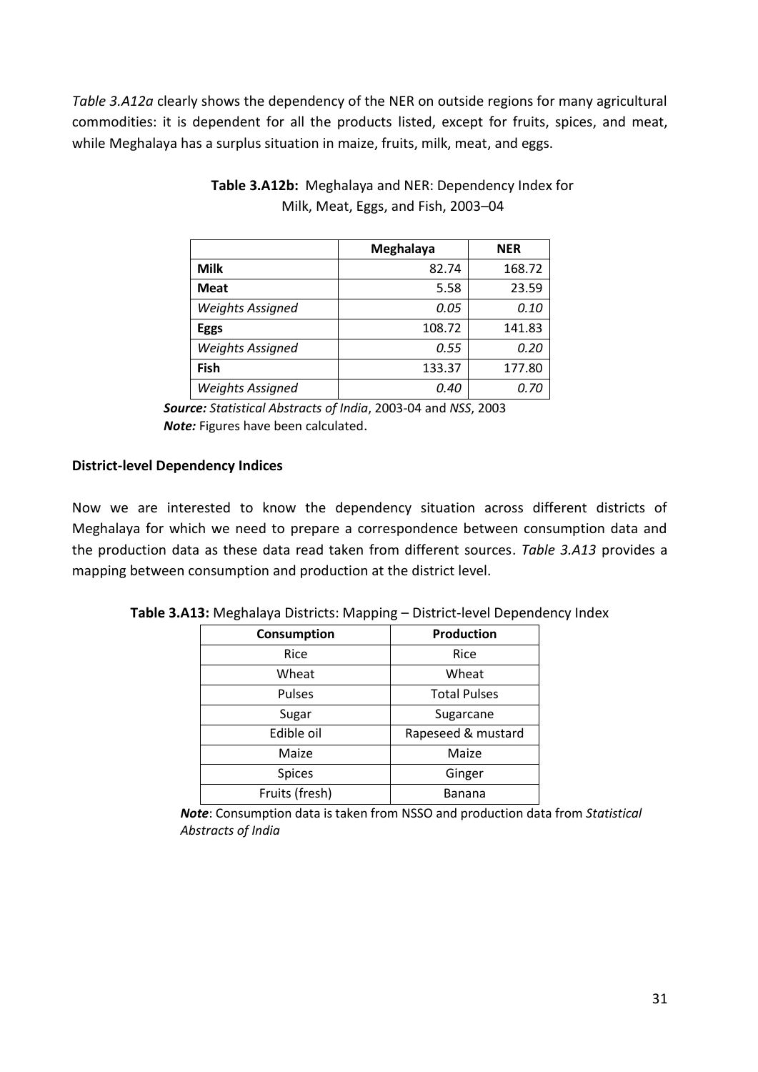*Table 3.A12a* clearly shows the dependency of the NER on outside regions for many agricultural commodities: it is dependent for all the products listed, except for fruits, spices, and meat, while Meghalaya has a surplus situation in maize, fruits, milk, meat, and eggs.

**Table 3.A12b:** Meghalaya and NER: Dependency Index for Milk, Meat, Eggs, and Fish, 2003–04

| | Meghalaya | NER |
|---|---|---|
| **Milk** | 82.74 | 168.72 |
| **Meat** | 5.58 | 23.59 |
| *Weights Assigned* | *0.05* | *0.10* |
| **Eggs** | 108.72 | 141.83 |
| *Weights Assigned* | *0.55* | *0.20* |
| **Fish** | 133.37 | 177.80 |
| *Weights Assigned* | *0.40* | *0.70* |

***Source:*** *Statistical Abstracts of India*, 2003-04 and *NSS*, 2003
***Note:*** Figures have been calculated.

**District-level Dependency Indices**

Now we are interested to know the dependency situation across different districts of Meghalaya for which we need to prepare a correspondence between consumption data and the production data as these data read taken from different sources. *Table 3.A13* provides a mapping between consumption and production at the district level.

**Table 3.A13:** Meghalaya Districts: Mapping – District-level Dependency Index

| Consumption | Production |
|---|---|
| Rice | Rice |
| Wheat | Wheat |
| Pulses | Total Pulses |
| Sugar | Sugarcane |
| Edible oil | Rapeseed & mustard |
| Maize | Maize |
| Spices | Ginger |
| Fruits (fresh) | Banana |

***Note***: Consumption data is taken from NSSO and production data from *Statistical Abstracts of India*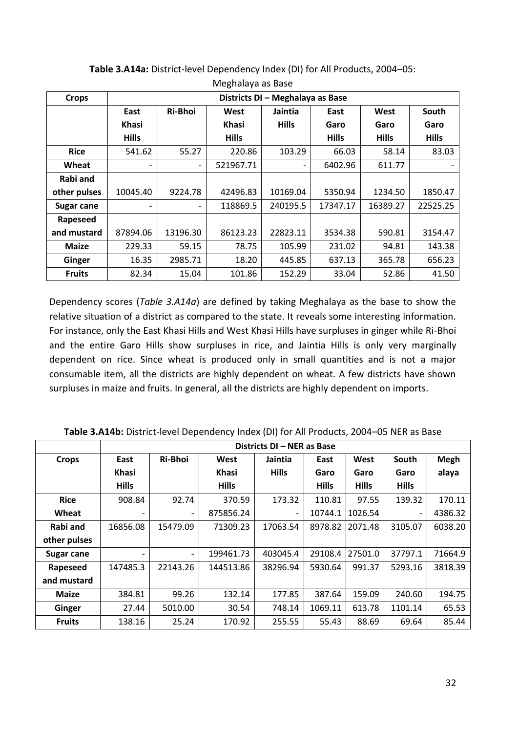**Table 3.A14a:** District-level Dependency Index (DI) for All Products, 2004–05: Meghalaya as Base

| Crops | Districts DI – Meghalaya as Base | | | | | | |
|---|---|---|---|---|---|---|---|
| | East Khasi Hills | Ri-Bhoi | West Khasi Hills | Jaintia Hills | East Garo Hills | West Garo Hills | South Garo Hills |
| Rice | 541.62 | 55.27 | 220.86 | 103.29 | 66.03 | 58.14 | 83.03 |
| Wheat | - | - | 521967.71 | - | 6402.96 | 611.77 | - |
| Rabi and other pulses | 10045.40 | 9224.78 | 42496.83 | 10169.04 | 5350.94 | 1234.50 | 1850.47 |
| Sugar cane | - | - | 118869.5 | 240195.5 | 17347.17 | 16389.27 | 22525.25 |
| Rapeseed and mustard | 87894.06 | 13196.30 | 86123.23 | 22823.11 | 3534.38 | 590.81 | 3154.47 |
| Maize | 229.33 | 59.15 | 78.75 | 105.99 | 231.02 | 94.81 | 143.38 |
| Ginger | 16.35 | 2985.71 | 18.20 | 445.85 | 637.13 | 365.78 | 656.23 |
| Fruits | 82.34 | 15.04 | 101.86 | 152.29 | 33.04 | 52.86 | 41.50 |

Dependency scores (*Table 3.A14a*) are defined by taking Meghalaya as the base to show the relative situation of a district as compared to the state. It reveals some interesting information. For instance, only the East Khasi Hills and West Khasi Hills have surpluses in ginger while Ri-Bhoi and the entire Garo Hills show surpluses in rice, and Jaintia Hills is only very marginally dependent on rice. Since wheat is produced only in small quantities and is not a major consumable item, all the districts are highly dependent on wheat. A few districts have shown surpluses in maize and fruits. In general, all the districts are highly dependent on imports.

**Table 3.A14b:** District-level Dependency Index (DI) for All Products, 2004–05 NER as Base

| Crops | Districts DI – NER as Base | | | | | | | |
|---|---|---|---|---|---|---|---|---|
| | East Khasi Hills | Ri-Bhoi | West Khasi Hills | Jaintia Hills | East Garo Hills | West Garo Hills | South Garo Hills | Meghalaya |
| Rice | 908.84 | 92.74 | 370.59 | 173.32 | 110.81 | 97.55 | 139.32 | 170.11 |
| Wheat | - | - | 875856.24 | - | 10744.1 | 1026.54 | - | 4386.32 |
| Rabi and other pulses | 16856.08 | 15479.09 | 71309.23 | 17063.54 | 8978.82 | 2071.48 | 3105.07 | 6038.20 |
| Sugar cane | - | - | 199461.73 | 403045.4 | 29108.4 | 27501.0 | 37797.1 | 71664.9 |
| Rapeseed and mustard | 147485.3 | 22143.26 | 144513.86 | 38296.94 | 5930.64 | 991.37 | 5293.16 | 3818.39 |
| Maize | 384.81 | 99.26 | 132.14 | 177.85 | 387.64 | 159.09 | 240.60 | 194.75 |
| Ginger | 27.44 | 5010.00 | 30.54 | 748.14 | 1069.11 | 613.78 | 1101.14 | 65.53 |
| Fruits | 138.16 | 25.24 | 170.92 | 255.55 | 55.43 | 88.69 | 69.64 | 85.44 |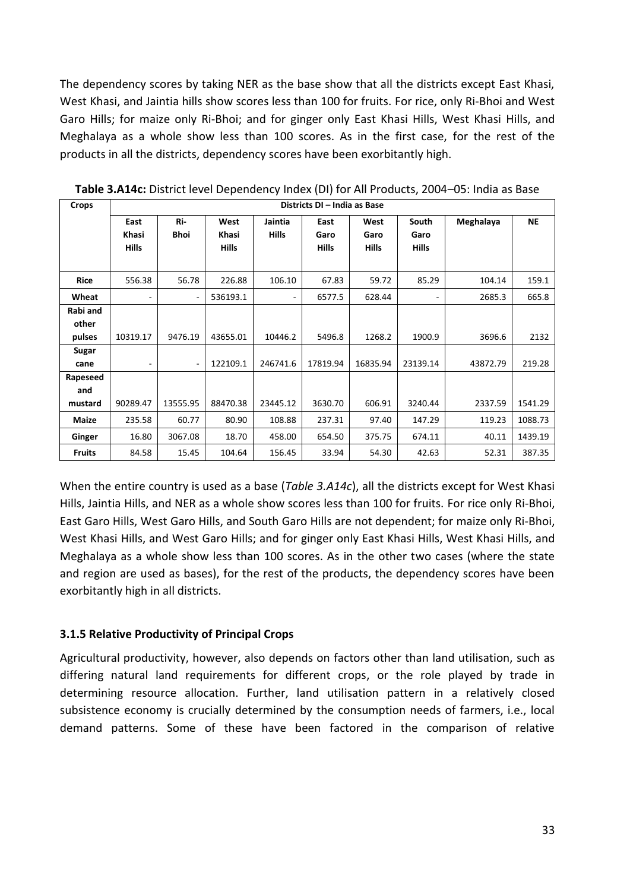The dependency scores by taking NER as the base show that all the districts except East Khasi, West Khasi, and Jaintia hills show scores less than 100 for fruits. For rice, only Ri-Bhoi and West Garo Hills; for maize only Ri-Bhoi; and for ginger only East Khasi Hills, West Khasi Hills, and Meghalaya as a whole show less than 100 scores. As in the first case, for the rest of the products in all the districts, dependency scores have been exorbitantly high.

**Table 3.A14c:** District level Dependency Index (DI) for All Products, 2004–05: India as Base

| Crops | Districts DI – India as Base | | | | | | | | |
|---|---|---|---|---|---|---|---|---|---|
| | East Khasi Hills | Ri-Bhoi | West Khasi Hills | Jaintia Hills | East Garo Hills | West Garo Hills | South Garo Hills | Meghalaya | NE |
| Rice | 556.38 | 56.78 | 226.88 | 106.10 | 67.83 | 59.72 | 85.29 | 104.14 | 159.1 |
| Wheat | - | - | 536193.1 | - | 6577.5 | 628.44 | - | 2685.3 | 665.8 |
| Rabi and other pulses | 10319.17 | 9476.19 | 43655.01 | 10446.2 | 5496.8 | 1268.2 | 1900.9 | 3696.6 | 2132 |
| Sugar cane | - | - | 122109.1 | 246741.6 | 17819.94 | 16835.94 | 23139.14 | 43872.79 | 219.28 |
| Rapeseed and mustard | 90289.47 | 13555.95 | 88470.38 | 23445.12 | 3630.70 | 606.91 | 3240.44 | 2337.59 | 1541.29 |
| Maize | 235.58 | 60.77 | 80.90 | 108.88 | 237.31 | 97.40 | 147.29 | 119.23 | 1088.73 |
| Ginger | 16.80 | 3067.08 | 18.70 | 458.00 | 654.50 | 375.75 | 674.11 | 40.11 | 1439.19 |
| Fruits | 84.58 | 15.45 | 104.64 | 156.45 | 33.94 | 54.30 | 42.63 | 52.31 | 387.35 |

When the entire country is used as a base (*Table 3.A14c*), all the districts except for West Khasi Hills, Jaintia Hills, and NER as a whole show scores less than 100 for fruits. For rice only Ri-Bhoi, East Garo Hills, West Garo Hills, and South Garo Hills are not dependent; for maize only Ri-Bhoi, West Khasi Hills, and West Garo Hills; and for ginger only East Khasi Hills, West Khasi Hills, and Meghalaya as a whole show less than 100 scores. As in the other two cases (where the state and region are used as bases), for the rest of the products, the dependency scores have been exorbitantly high in all districts.

### 3.1.5 Relative Productivity of Principal Crops

Agricultural productivity, however, also depends on factors other than land utilisation, such as differing natural land requirements for different crops, or the role played by trade in determining resource allocation. Further, land utilisation pattern in a relatively closed subsistence economy is crucially determined by the consumption needs of farmers, i.e., local demand patterns. Some of these have been factored in the comparison of relative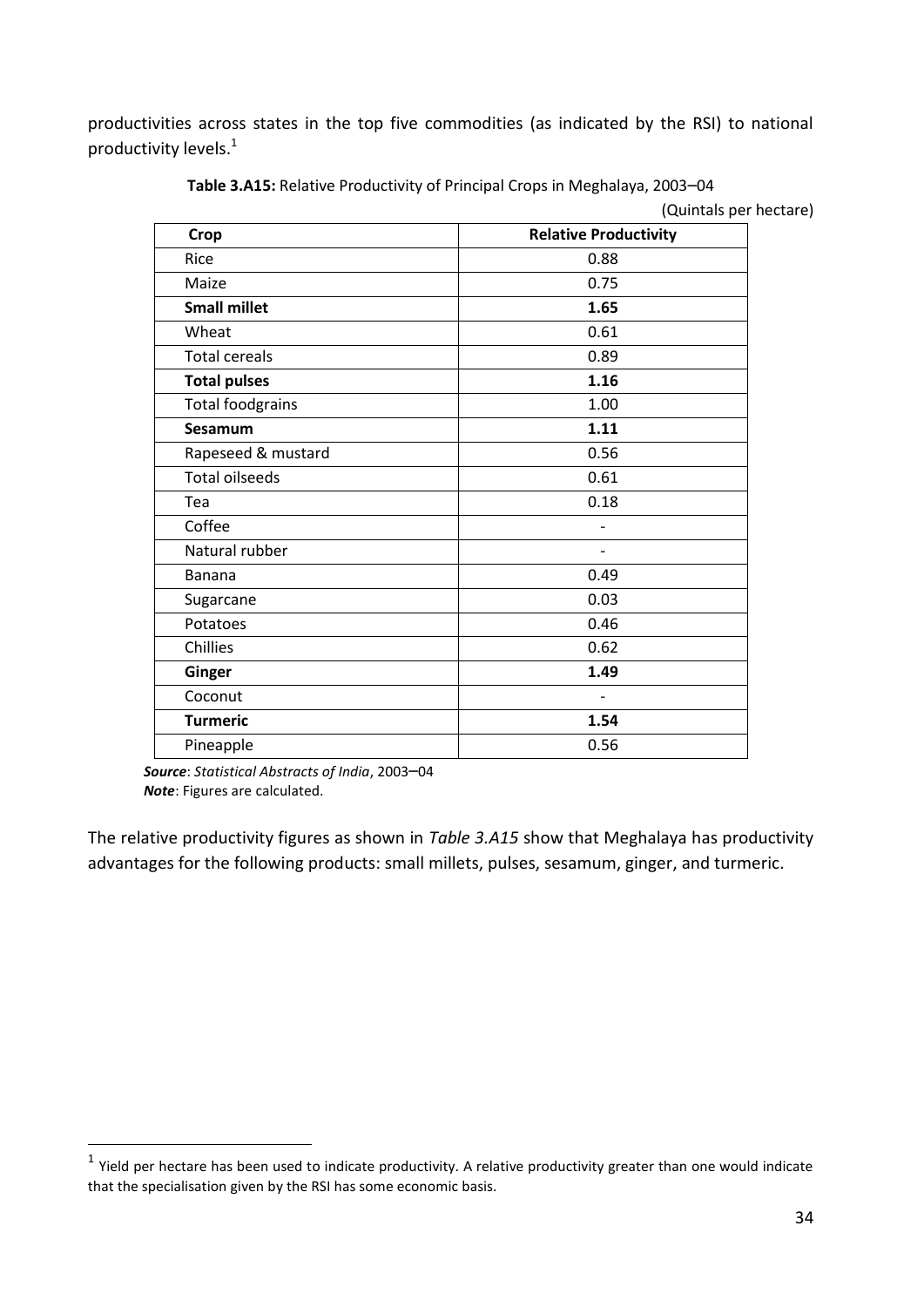productivities across states in the top five commodities (as indicated by the RSI) to national productivity levels.[1]

**Table 3.A15:** Relative Productivity of Principal Crops in Meghalaya, 2003–04

(Quintals per hectare)

| Crop | Relative Productivity |
|---|---|
| Rice | 0.88 |
| Maize | 0.75 |
| **Small millet** | **1.65** |
| Wheat | 0.61 |
| Total cereals | 0.89 |
| **Total pulses** | **1.16** |
| Total foodgrains | 1.00 |
| **Sesamum** | **1.11** |
| Rapeseed & mustard | 0.56 |
| Total oilseeds | 0.61 |
| Tea | 0.18 |
| Coffee | - |
| Natural rubber | - |
| Banana | 0.49 |
| Sugarcane | 0.03 |
| Potatoes | 0.46 |
| Chillies | 0.62 |
| **Ginger** | **1.49** |
| Coconut | - |
| **Turmeric** | **1.54** |
| Pineapple | 0.56 |

***Source***: *Statistical Abstracts of India*, 2003–04
***Note***: Figures are calculated.

The relative productivity figures as shown in *Table 3.A15* show that Meghalaya has productivity advantages for the following products: small millets, pulses, sesamum, ginger, and turmeric.

[1] Yield per hectare has been used to indicate productivity. A relative productivity greater than one would indicate that the specialisation given by the RSI has some economic basis.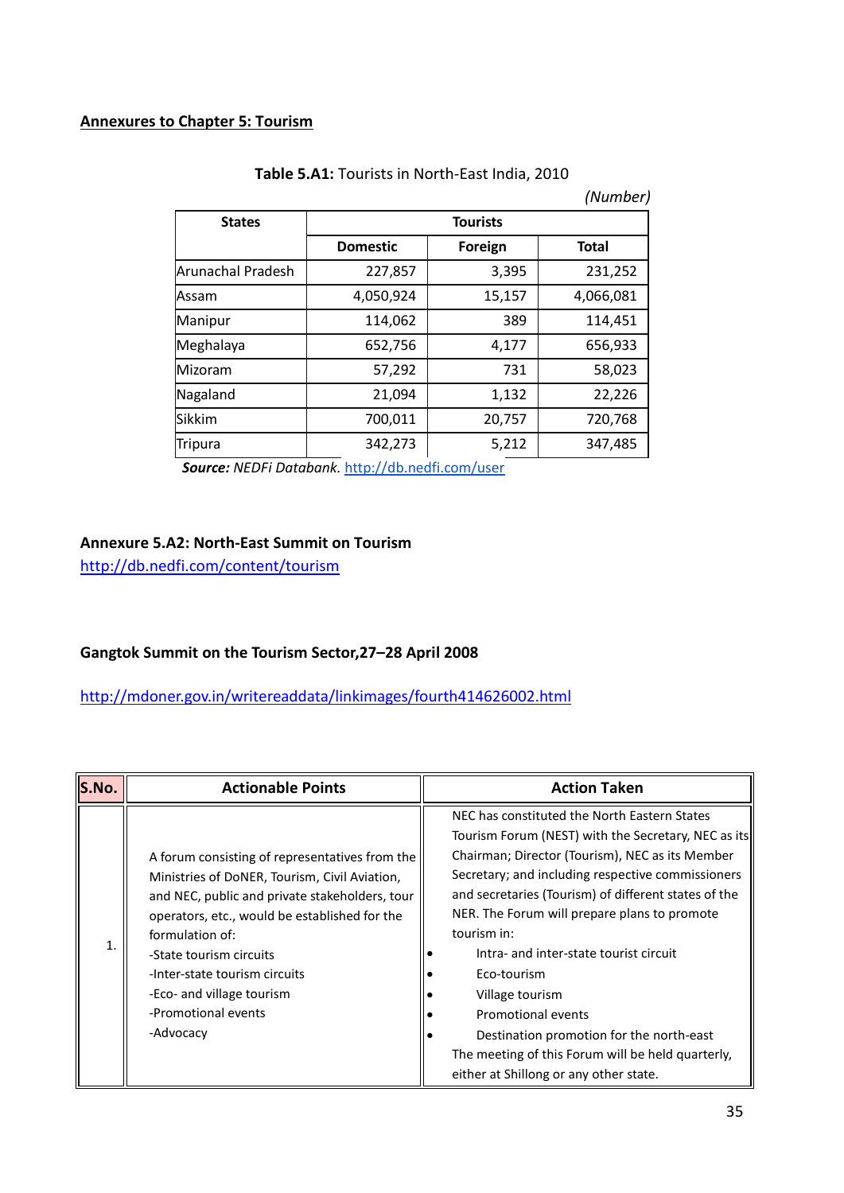## Annexures to Chapter 5: Tourism

**Table 5.A1:** Tourists in North-East India, 2010

*(Number)*

| States | Tourists | | |
|---|---|---|---|
| | Domestic | Foreign | Total |
| Arunachal Pradesh | 227,857 | 3,395 | 231,252 |
| Assam | 4,050,924 | 15,157 | 4,066,081 |
| Manipur | 114,062 | 389 | 114,451 |
| Meghalaya | 652,756 | 4,177 | 656,933 |
| Mizoram | 57,292 | 731 | 58,023 |
| Nagaland | 21,094 | 1,132 | 22,226 |
| Sikkim | 700,011 | 20,757 | 720,768 |
| Tripura | 342,273 | 5,212 | 347,485 |

***Source:*** *NEDFi Databank.* http://db.nedfi.com/user

### Annexure 5.A2: North-East Summit on Tourism

http://db.nedfi.com/content/tourism

### Gangtok Summit on the Tourism Sector,27–28 April 2008

http://mdoner.gov.in/writereaddata/linkimages/fourth414626002.html

| S.No. | Actionable Points | Action Taken |
|---|---|---|
| 1. | A forum consisting of representatives from the Ministries of DoNER, Tourism, Civil Aviation, and NEC, public and private stakeholders, tour operators, etc., would be established for the formulation of:<br>-State tourism circuits<br>-Inter-state tourism circuits<br>-Eco- and village tourism<br>-Promotional events<br>-Advocacy | NEC has constituted the North Eastern States Tourism Forum (NEST) with the Secretary, NEC as its Chairman; Director (Tourism), NEC as its Member Secretary; and including respective commissioners and secretaries (Tourism) of different states of the NER. The Forum will prepare plans to promote tourism in:<br>• Intra- and inter-state tourist circuit<br>• Eco-tourism<br>• Village tourism<br>• Promotional events<br>• Destination promotion for the north-east<br>The meeting of this Forum will be held quarterly, either at Shillong or any other state. |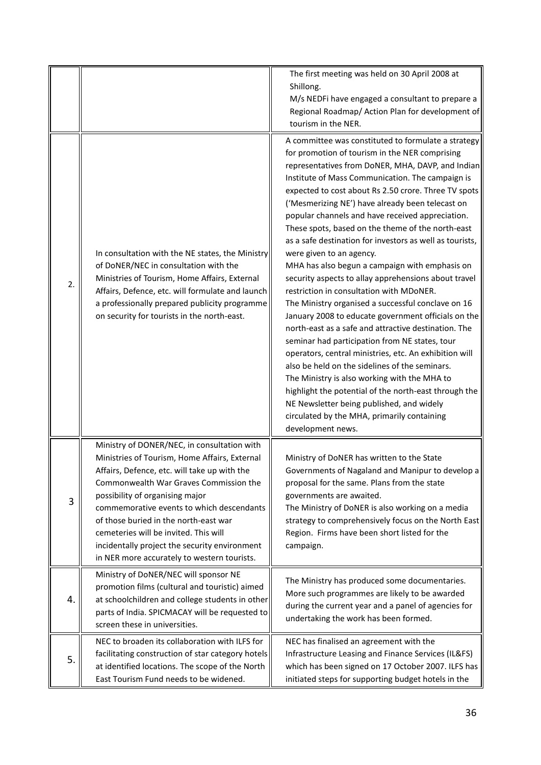| | | |
|---|---|---|
| | | The first meeting was held on 30 April 2008 at Shillong.<br>M/s NEDFi have engaged a consultant to prepare a Regional Roadmap/ Action Plan for development of tourism in the NER. |
| 2. | In consultation with the NE states, the Ministry of DoNER/NEC in consultation with the Ministries of Tourism, Home Affairs, External Affairs, Defence, etc. will formulate and launch a professionally prepared publicity programme on security for tourists in the north-east. | A committee was constituted to formulate a strategy for promotion of tourism in the NER comprising representatives from DoNER, MHA, DAVP, and Indian Institute of Mass Communication. The campaign is expected to cost about Rs 2.50 crore. Three TV spots ('Mesmerizing NE') have already been telecast on popular channels and have received appreciation. These spots, based on the theme of the north-east as a safe destination for investors as well as tourists, were given to an agency.<br>MHA has also begun a campaign with emphasis on security aspects to allay apprehensions about travel restriction in consultation with MDoNER.<br>The Ministry organised a successful conclave on 16 January 2008 to educate government officials on the north-east as a safe and attractive destination. The seminar had participation from NE states, tour operators, central ministries, etc. An exhibition will also be held on the sidelines of the seminars.<br>The Ministry is also working with the MHA to highlight the potential of the north-east through the NE Newsletter being published, and widely circulated by the MHA, primarily containing development news. |
| 3 | Ministry of DONER/NEC, in consultation with Ministries of Tourism, Home Affairs, External Affairs, Defence, etc. will take up with the Commonwealth War Graves Commission the possibility of organising major commemorative events to which descendants of those buried in the north-east war cemeteries will be invited. This will incidentally project the security environment in NER more accurately to western tourists. | Ministry of DoNER has written to the State Governments of Nagaland and Manipur to develop a proposal for the same. Plans from the state governments are awaited.<br>The Ministry of DoNER is also working on a media strategy to comprehensively focus on the North East Region. Firms have been short listed for the campaign. |
| 4. | Ministry of DoNER/NEC will sponsor NE promotion films (cultural and touristic) aimed at schoolchildren and college students in other parts of India. SPICMACAY will be requested to screen these in universities. | The Ministry has produced some documentaries. More such programmes are likely to be awarded during the current year and a panel of agencies for undertaking the work has been formed. |
| 5. | NEC to broaden its collaboration with ILFS for facilitating construction of star category hotels at identified locations. The scope of the North East Tourism Fund needs to be widened. | NEC has finalised an agreement with the Infrastructure Leasing and Finance Services (IL&FS) which has been signed on 17 October 2007. ILFS has initiated steps for supporting budget hotels in the |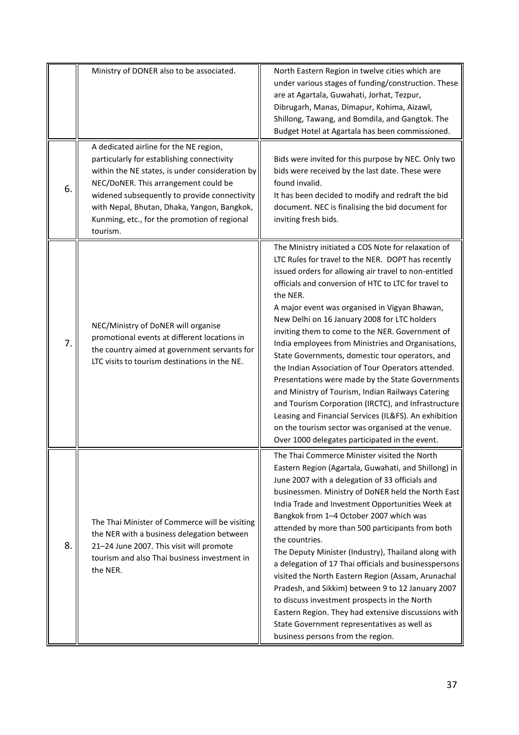|  | Ministry of DONER also to be associated. | North Eastern Region in twelve cities which are under various stages of funding/construction. These are at Agartala, Guwahati, Jorhat, Tezpur, Dibrugarh, Manas, Dimapur, Kohima, Aizawl, Shillong, Tawang, and Bomdila, and Gangtok. The Budget Hotel at Agartala has been commissioned. |
|---|---|---|
| 6. | A dedicated airline for the NE region, particularly for establishing connectivity within the NE states, is under consideration by NEC/DoNER. This arrangement could be widened subsequently to provide connectivity with Nepal, Bhutan, Dhaka, Yangon, Bangkok, Kunming, etc., for the promotion of regional tourism. | Bids were invited for this purpose by NEC. Only two bids were received by the last date. These were found invalid.<br>It has been decided to modify and redraft the bid document. NEC is finalising the bid document for inviting fresh bids. |
| 7. | NEC/Ministry of DoNER will organise promotional events at different locations in the country aimed at government servants for LTC visits to tourism destinations in the NE. | The Ministry initiated a COS Note for relaxation of LTC Rules for travel to the NER. DOPT has recently issued orders for allowing air travel to non-entitled officials and conversion of HTC to LTC for travel to the NER.<br>A major event was organised in Vigyan Bhawan, New Delhi on 16 January 2008 for LTC holders inviting them to come to the NER. Government of India employees from Ministries and Organisations, State Governments, domestic tour operators, and the Indian Association of Tour Operators attended. Presentations were made by the State Governments and Ministry of Tourism, Indian Railways Catering and Tourism Corporation (IRCTC), and Infrastructure Leasing and Financial Services (IL&FS). An exhibition on the tourism sector was organised at the venue. Over 1000 delegates participated in the event. |
| 8. | The Thai Minister of Commerce will be visiting the NER with a business delegation between 21–24 June 2007. This visit will promote tourism and also Thai business investment in the NER. | The Thai Commerce Minister visited the North Eastern Region (Agartala, Guwahati, and Shillong) in June 2007 with a delegation of 33 officials and businessmen. Ministry of DoNER held the North East India Trade and Investment Opportunities Week at Bangkok from 1–4 October 2007 which was attended by more than 500 participants from both the countries.<br>The Deputy Minister (Industry), Thailand along with a delegation of 17 Thai officials and businesspersons visited the North Eastern Region (Assam, Arunachal Pradesh, and Sikkim) between 9 to 12 January 2007 to discuss investment prospects in the North Eastern Region. They had extensive discussions with State Government representatives as well as business persons from the region. |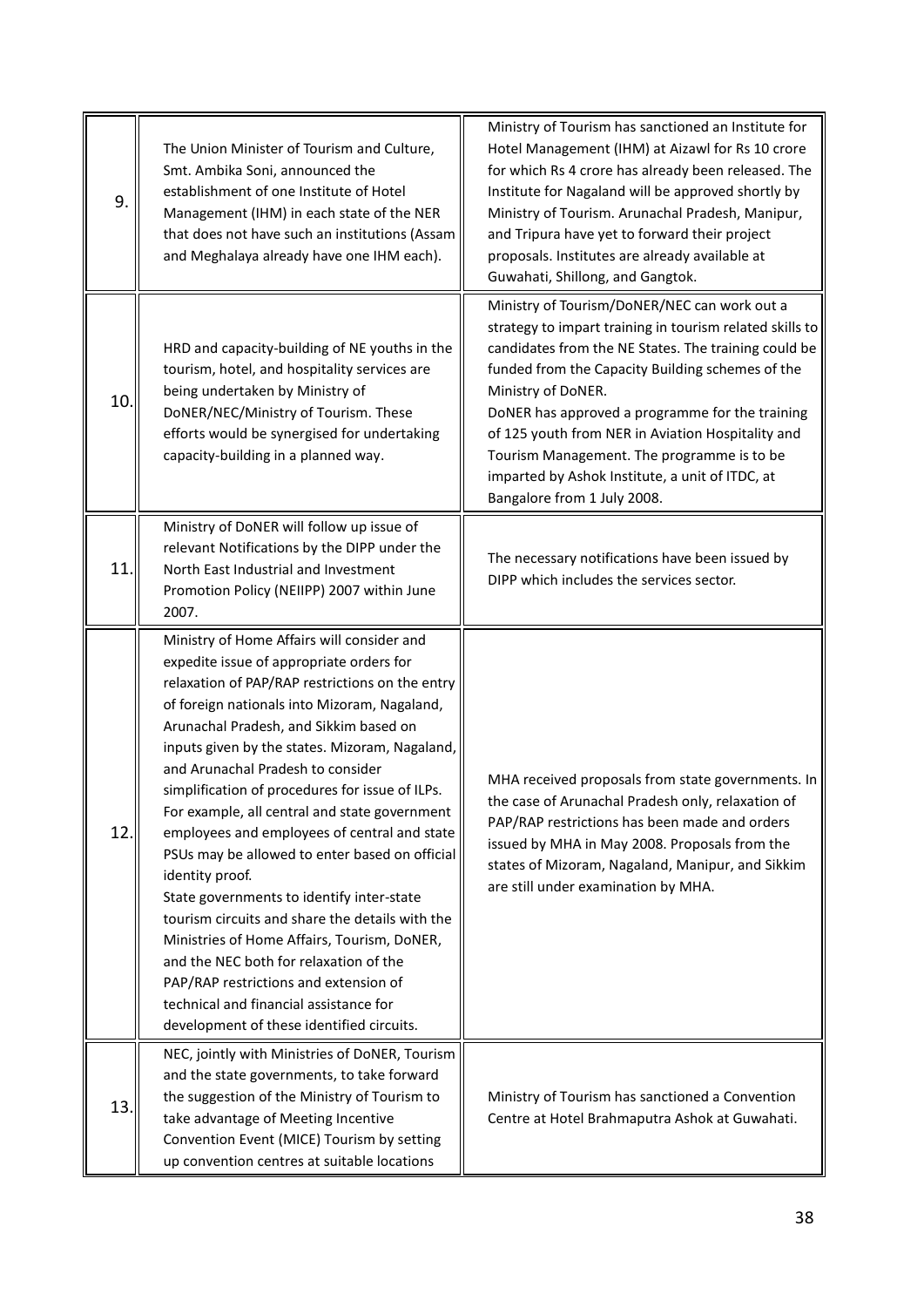| | | |
|---|---|---|
| 9. | The Union Minister of Tourism and Culture, Smt. Ambika Soni, announced the establishment of one Institute of Hotel Management (IHM) in each state of the NER that does not have such an institutions (Assam and Meghalaya already have one IHM each). | Ministry of Tourism has sanctioned an Institute for Hotel Management (IHM) at Aizawl for Rs 10 crore for which Rs 4 crore has already been released. The Institute for Nagaland will be approved shortly by Ministry of Tourism. Arunachal Pradesh, Manipur, and Tripura have yet to forward their project proposals. Institutes are already available at Guwahati, Shillong, and Gangtok. |
| 10. | HRD and capacity-building of NE youths in the tourism, hotel, and hospitality services are being undertaken by Ministry of DoNER/NEC/Ministry of Tourism. These efforts would be synergised for undertaking capacity-building in a planned way. | Ministry of Tourism/DoNER/NEC can work out a strategy to impart training in tourism related skills to candidates from the NE States. The training could be funded from the Capacity Building schemes of the Ministry of DoNER.<br>DoNER has approved a programme for the training of 125 youth from NER in Aviation Hospitality and Tourism Management. The programme is to be imparted by Ashok Institute, a unit of ITDC, at Bangalore from 1 July 2008. |
| 11. | Ministry of DoNER will follow up issue of relevant Notifications by the DIPP under the North East Industrial and Investment Promotion Policy (NEIIPP) 2007 within June 2007. | The necessary notifications have been issued by DIPP which includes the services sector. |
| 12. | Ministry of Home Affairs will consider and expedite issue of appropriate orders for relaxation of PAP/RAP restrictions on the entry of foreign nationals into Mizoram, Nagaland, Arunachal Pradesh, and Sikkim based on inputs given by the states. Mizoram, Nagaland, and Arunachal Pradesh to consider simplification of procedures for issue of ILPs. For example, all central and state government employees and employees of central and state PSUs may be allowed to enter based on official identity proof.<br>State governments to identify inter-state tourism circuits and share the details with the Ministries of Home Affairs, Tourism, DoNER, and the NEC both for relaxation of the PAP/RAP restrictions and extension of technical and financial assistance for development of these identified circuits. | MHA received proposals from state governments. In the case of Arunachal Pradesh only, relaxation of PAP/RAP restrictions has been made and orders issued by MHA in May 2008. Proposals from the states of Mizoram, Nagaland, Manipur, and Sikkim are still under examination by MHA. |
| 13. | NEC, jointly with Ministries of DoNER, Tourism and the state governments, to take forward the suggestion of the Ministry of Tourism to take advantage of Meeting Incentive Convention Event (MICE) Tourism by setting up convention centres at suitable locations | Ministry of Tourism has sanctioned a Convention Centre at Hotel Brahmaputra Ashok at Guwahati. |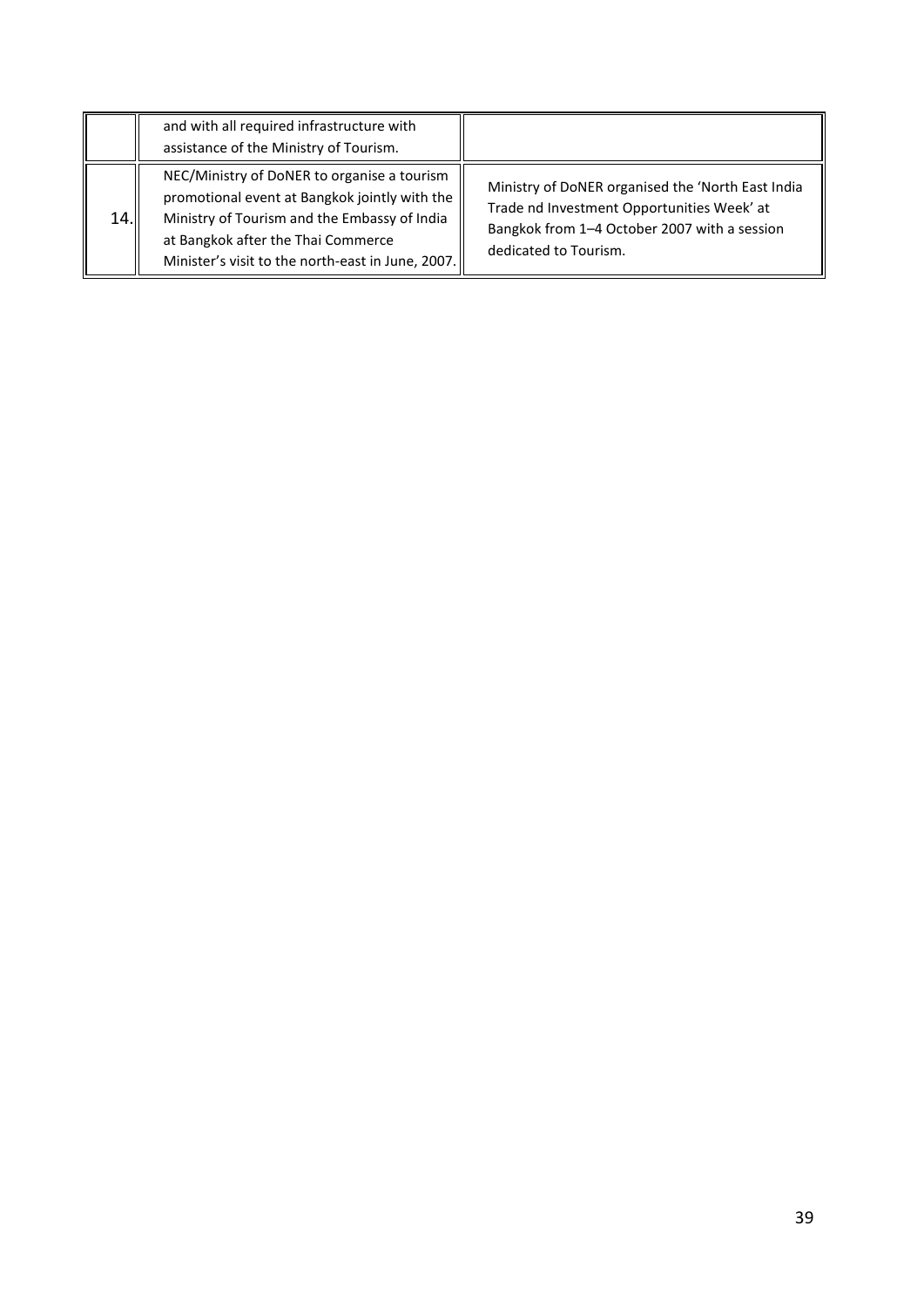| | | |
|---|---|---|
| | and with all required infrastructure with assistance of the Ministry of Tourism. | |
| 14. | NEC/Ministry of DoNER to organise a tourism promotional event at Bangkok jointly with the Ministry of Tourism and the Embassy of India at Bangkok after the Thai Commerce Minister's visit to the north-east in June, 2007. | Ministry of DoNER organised the 'North East India Trade nd Investment Opportunities Week' at Bangkok from 1–4 October 2007 with a session dedicated to Tourism. |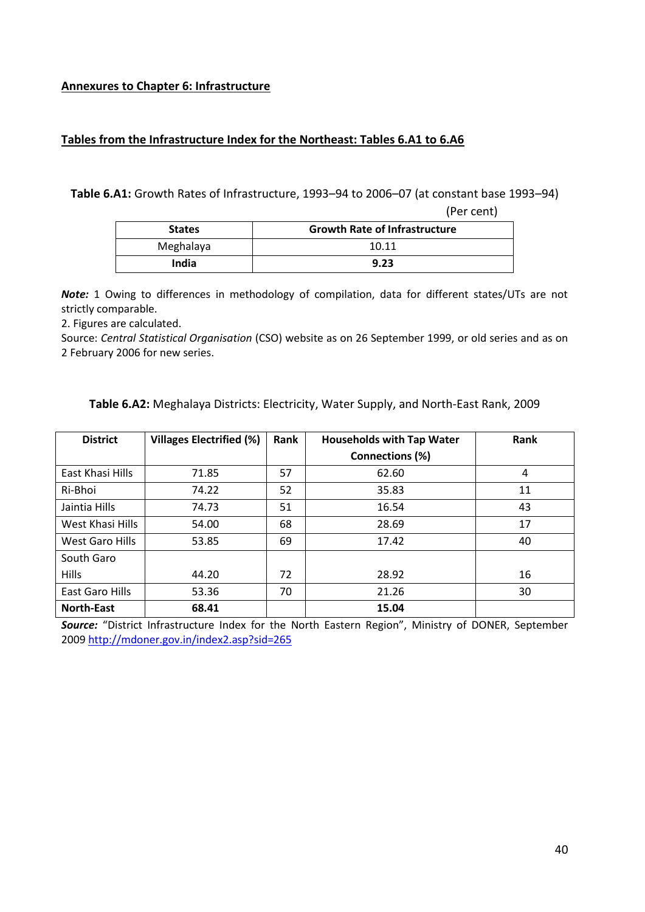**Annexures to Chapter 6: Infrastructure**

**Tables from the Infrastructure Index for the Northeast: Tables 6.A1 to 6.A6**

**Table 6.A1:** Growth Rates of Infrastructure, 1993–94 to 2006–07 (at constant base 1993–94)

(Per cent)

| States | Growth Rate of Infrastructure |
|---|---|
| Meghalaya | 10.11 |
| **India** | **9.23** |

***Note:*** 1 Owing to differences in methodology of compilation, data for different states/UTs are not strictly comparable.
2. Figures are calculated.
Source: *Central Statistical Organisation* (CSO) website as on 26 September 1999, or old series and as on 2 February 2006 for new series.

**Table 6.A2:** Meghalaya Districts: Electricity, Water Supply, and North-East Rank, 2009

| District | Villages Electrified (%) | Rank | Households with Tap Water Connections (%) | Rank |
|---|---|---|---|---|
| East Khasi Hills | 71.85 | 57 | 62.60 | 4 |
| Ri-Bhoi | 74.22 | 52 | 35.83 | 11 |
| Jaintia Hills | 74.73 | 51 | 16.54 | 43 |
| West Khasi Hills | 54.00 | 68 | 28.69 | 17 |
| West Garo Hills | 53.85 | 69 | 17.42 | 40 |
| South Garo Hills | 44.20 | 72 | 28.92 | 16 |
| East Garo Hills | 53.36 | 70 | 21.26 | 30 |
| **North-East** | **68.41** | | **15.04** | |

***Source:*** "District Infrastructure Index for the North Eastern Region", Ministry of DONER, September 2009 http://mdoner.gov.in/index2.asp?sid=265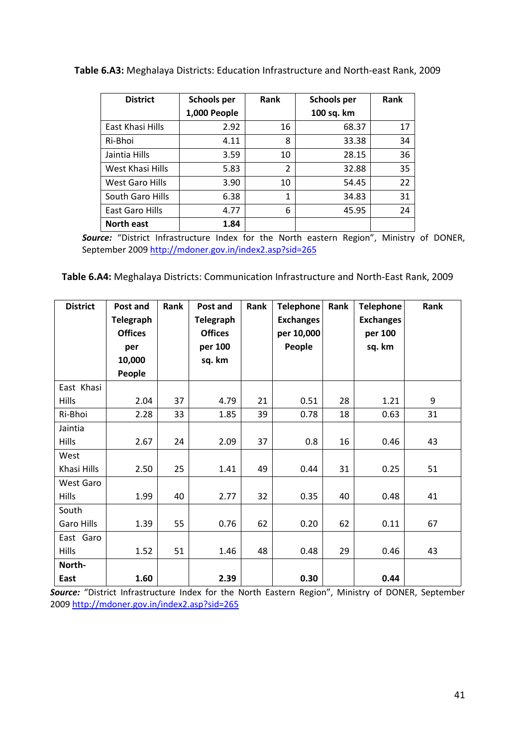**Table 6.A3:** Meghalaya Districts: Education Infrastructure and North-east Rank, 2009

| District | Schools per 1,000 People | Rank | Schools per 100 sq. km | Rank |
|---|---|---|---|---|
| East Khasi Hills | 2.92 | 16 | 68.37 | 17 |
| Ri-Bhoi | 4.11 | 8 | 33.38 | 34 |
| Jaintia Hills | 3.59 | 10 | 28.15 | 36 |
| West Khasi Hills | 5.83 | 2 | 32.88 | 35 |
| West Garo Hills | 3.90 | 10 | 54.45 | 22 |
| South Garo Hills | 6.38 | 1 | 34.83 | 31 |
| East Garo Hills | 4.77 | 6 | 45.95 | 24 |
| **North east** | **1.84** | | | |

***Source:*** "District Infrastructure Index for the North eastern Region", Ministry of DONER, September 2009 http://mdoner.gov.in/index2.asp?sid=265

**Table 6.A4:** Meghalaya Districts: Communication Infrastructure and North-East Rank, 2009

| District | Post and Telegraph Offices per 10,000 People | Rank | Post and Telegraph Offices per 100 sq. km | Rank | Telephone Exchanges per 10,000 People | Rank | Telephone Exchanges per 100 sq. km | Rank |
|---|---|---|---|---|---|---|---|---|
| East Khasi Hills | 2.04 | 37 | 4.79 | 21 | 0.51 | 28 | 1.21 | 9 |
| Ri-Bhoi | 2.28 | 33 | 1.85 | 39 | 0.78 | 18 | 0.63 | 31 |
| Jaintia Hills | 2.67 | 24 | 2.09 | 37 | 0.8 | 16 | 0.46 | 43 |
| West Khasi Hills | 2.50 | 25 | 1.41 | 49 | 0.44 | 31 | 0.25 | 51 |
| West Garo Hills | 1.99 | 40 | 2.77 | 32 | 0.35 | 40 | 0.48 | 41 |
| South Garo Hills | 1.39 | 55 | 0.76 | 62 | 0.20 | 62 | 0.11 | 67 |
| East Garo Hills | 1.52 | 51 | 1.46 | 48 | 0.48 | 29 | 0.46 | 43 |
| **North-East** | **1.60** | | **2.39** | | **0.30** | | **0.44** | |

***Source:*** "District Infrastructure Index for the North Eastern Region", Ministry of DONER, September 2009 http://mdoner.gov.in/index2.asp?sid=265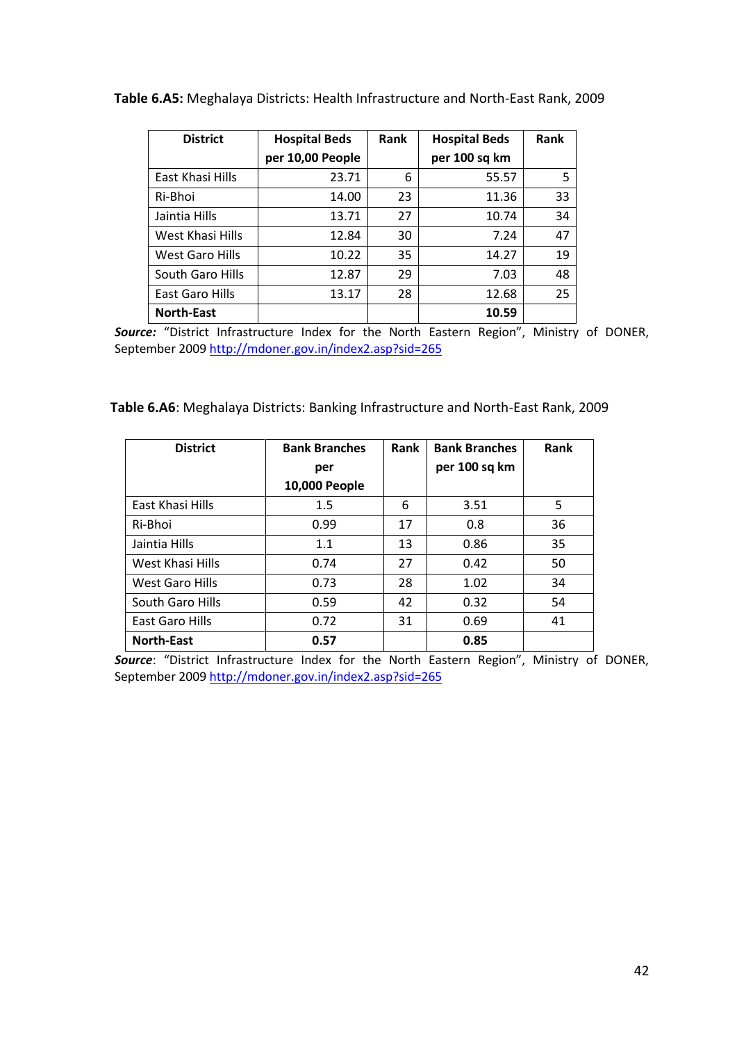**Table 6.A5:** Meghalaya Districts: Health Infrastructure and North-East Rank, 2009

| District | Hospital Beds per 10,00 People | Rank | Hospital Beds per 100 sq km | Rank |
|---|---|---|---|---|
| East Khasi Hills | 23.71 | 6 | 55.57 | 5 |
| Ri-Bhoi | 14.00 | 23 | 11.36 | 33 |
| Jaintia Hills | 13.71 | 27 | 10.74 | 34 |
| West Khasi Hills | 12.84 | 30 | 7.24 | 47 |
| West Garo Hills | 10.22 | 35 | 14.27 | 19 |
| South Garo Hills | 12.87 | 29 | 7.03 | 48 |
| East Garo Hills | 13.17 | 28 | 12.68 | 25 |
| **North-East** | | | **10.59** | |

***Source:*** "District Infrastructure Index for the North Eastern Region", Ministry of DONER, September 2009 http://mdoner.gov.in/index2.asp?sid=265

**Table 6.A6**: Meghalaya Districts: Banking Infrastructure and North-East Rank, 2009

| District | Bank Branches per 10,000 People | Rank | Bank Branches per 100 sq km | Rank |
|---|---|---|---|---|
| East Khasi Hills | 1.5 | 6 | 3.51 | 5 |
| Ri-Bhoi | 0.99 | 17 | 0.8 | 36 |
| Jaintia Hills | 1.1 | 13 | 0.86 | 35 |
| West Khasi Hills | 0.74 | 27 | 0.42 | 50 |
| West Garo Hills | 0.73 | 28 | 1.02 | 34 |
| South Garo Hills | 0.59 | 42 | 0.32 | 54 |
| East Garo Hills | 0.72 | 31 | 0.69 | 41 |
| **North-East** | **0.57** | | **0.85** | |

***Source***: "District Infrastructure Index for the North Eastern Region", Ministry of DONER, September 2009 http://mdoner.gov.in/index2.asp?sid=265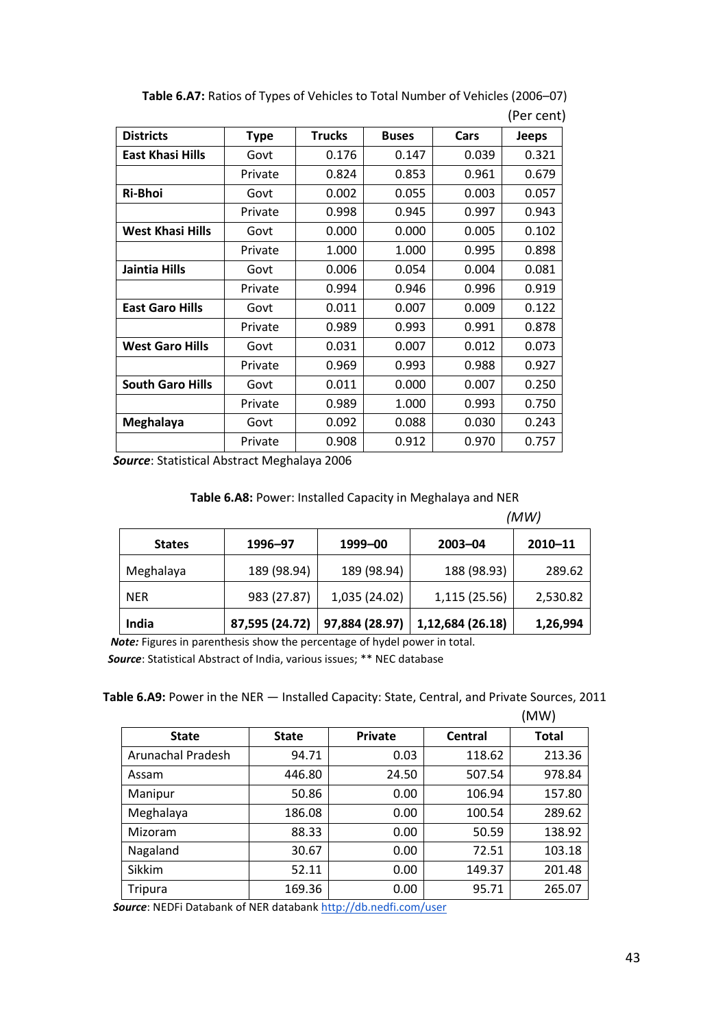**Table 6.A7:** Ratios of Types of Vehicles to Total Number of Vehicles (2006–07)

(Per cent)

| Districts | Type | Trucks | Buses | Cars | Jeeps |
|---|---|---|---|---|---|
| **East Khasi Hills** | Govt | 0.176 | 0.147 | 0.039 | 0.321 |
| | Private | 0.824 | 0.853 | 0.961 | 0.679 |
| **Ri-Bhoi** | Govt | 0.002 | 0.055 | 0.003 | 0.057 |
| | Private | 0.998 | 0.945 | 0.997 | 0.943 |
| **West Khasi Hills** | Govt | 0.000 | 0.000 | 0.005 | 0.102 |
| | Private | 1.000 | 1.000 | 0.995 | 0.898 |
| **Jaintia Hills** | Govt | 0.006 | 0.054 | 0.004 | 0.081 |
| | Private | 0.994 | 0.946 | 0.996 | 0.919 |
| **East Garo Hills** | Govt | 0.011 | 0.007 | 0.009 | 0.122 |
| | Private | 0.989 | 0.993 | 0.991 | 0.878 |
| **West Garo Hills** | Govt | 0.031 | 0.007 | 0.012 | 0.073 |
| | Private | 0.969 | 0.993 | 0.988 | 0.927 |
| **South Garo Hills** | Govt | 0.011 | 0.000 | 0.007 | 0.250 |
| | Private | 0.989 | 1.000 | 0.993 | 0.750 |
| **Meghalaya** | Govt | 0.092 | 0.088 | 0.030 | 0.243 |
| | Private | 0.908 | 0.912 | 0.970 | 0.757 |

***Source***: Statistical Abstract Meghalaya 2006

**Table 6.A8:** Power: Installed Capacity in Meghalaya and NER

*(MW)*

| States | 1996–97 | 1999–00 | 2003–04 | 2010–11 |
|---|---|---|---|---|
| Meghalaya | 189 (98.94) | 189 (98.94) | 188 (98.93) | 289.62 |
| NER | 983 (27.87) | 1,035 (24.02) | 1,115 (25.56) | 2,530.82 |
| **India** | **87,595 (24.72)** | **97,884 (28.97)** | **1,12,684 (26.18)** | **1,26,994** |

***Note:*** Figures in parenthesis show the percentage of hydel power in total.

***Source***: Statistical Abstract of India, various issues; ** NEC database

**Table 6.A9:** Power in the NER — Installed Capacity: State, Central, and Private Sources, 2011

(MW)

| State | State | Private | Central | Total |
|---|---|---|---|---|
| Arunachal Pradesh | 94.71 | 0.03 | 118.62 | 213.36 |
| Assam | 446.80 | 24.50 | 507.54 | 978.84 |
| Manipur | 50.86 | 0.00 | 106.94 | 157.80 |
| Meghalaya | 186.08 | 0.00 | 100.54 | 289.62 |
| Mizoram | 88.33 | 0.00 | 50.59 | 138.92 |
| Nagaland | 30.67 | 0.00 | 72.51 | 103.18 |
| Sikkim | 52.11 | 0.00 | 149.37 | 201.48 |
| Tripura | 169.36 | 0.00 | 95.71 | 265.07 |

***Source***: NEDFi Databank of NER databank http://db.nedfi.com/user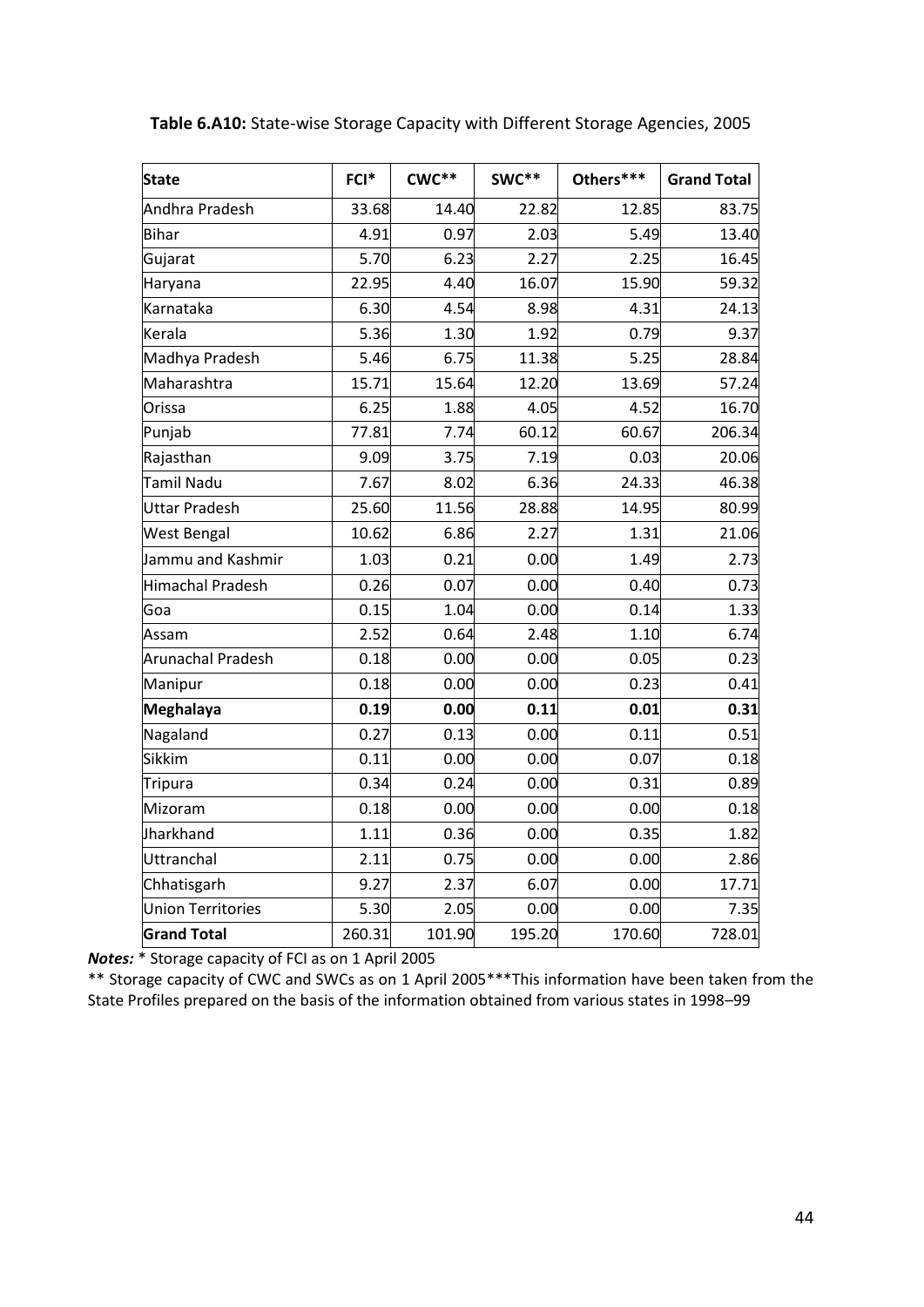**Table 6.A10:** State-wise Storage Capacity with Different Storage Agencies, 2005

| State | FCI* | CWC** | SWC** | Others*** | Grand Total |
|---|---|---|---|---|---|
| Andhra Pradesh | 33.68 | 14.40 | 22.82 | 12.85 | 83.75 |
| Bihar | 4.91 | 0.97 | 2.03 | 5.49 | 13.40 |
| Gujarat | 5.70 | 6.23 | 2.27 | 2.25 | 16.45 |
| Haryana | 22.95 | 4.40 | 16.07 | 15.90 | 59.32 |
| Karnataka | 6.30 | 4.54 | 8.98 | 4.31 | 24.13 |
| Kerala | 5.36 | 1.30 | 1.92 | 0.79 | 9.37 |
| Madhya Pradesh | 5.46 | 6.75 | 11.38 | 5.25 | 28.84 |
| Maharashtra | 15.71 | 15.64 | 12.20 | 13.69 | 57.24 |
| Orissa | 6.25 | 1.88 | 4.05 | 4.52 | 16.70 |
| Punjab | 77.81 | 7.74 | 60.12 | 60.67 | 206.34 |
| Rajasthan | 9.09 | 3.75 | 7.19 | 0.03 | 20.06 |
| Tamil Nadu | 7.67 | 8.02 | 6.36 | 24.33 | 46.38 |
| Uttar Pradesh | 25.60 | 11.56 | 28.88 | 14.95 | 80.99 |
| West Bengal | 10.62 | 6.86 | 2.27 | 1.31 | 21.06 |
| Jammu and Kashmir | 1.03 | 0.21 | 0.00 | 1.49 | 2.73 |
| Himachal Pradesh | 0.26 | 0.07 | 0.00 | 0.40 | 0.73 |
| Goa | 0.15 | 1.04 | 0.00 | 0.14 | 1.33 |
| Assam | 2.52 | 0.64 | 2.48 | 1.10 | 6.74 |
| Arunachal Pradesh | 0.18 | 0.00 | 0.00 | 0.05 | 0.23 |
| Manipur | 0.18 | 0.00 | 0.00 | 0.23 | 0.41 |
| **Meghalaya** | **0.19** | **0.00** | **0.11** | **0.01** | **0.31** |
| Nagaland | 0.27 | 0.13 | 0.00 | 0.11 | 0.51 |
| Sikkim | 0.11 | 0.00 | 0.00 | 0.07 | 0.18 |
| Tripura | 0.34 | 0.24 | 0.00 | 0.31 | 0.89 |
| Mizoram | 0.18 | 0.00 | 0.00 | 0.00 | 0.18 |
| Jharkhand | 1.11 | 0.36 | 0.00 | 0.35 | 1.82 |
| Uttranchal | 2.11 | 0.75 | 0.00 | 0.00 | 2.86 |
| Chhatisgarh | 9.27 | 2.37 | 6.07 | 0.00 | 17.71 |
| Union Territories | 5.30 | 2.05 | 0.00 | 0.00 | 7.35 |
| **Grand Total** | 260.31 | 101.90 | 195.20 | 170.60 | 728.01 |

***Notes:*** * Storage capacity of FCI as on 1 April 2005

** Storage capacity of CWC and SWCs as on 1 April 2005***This information have been taken from the State Profiles prepared on the basis of the information obtained from various states in 1998–99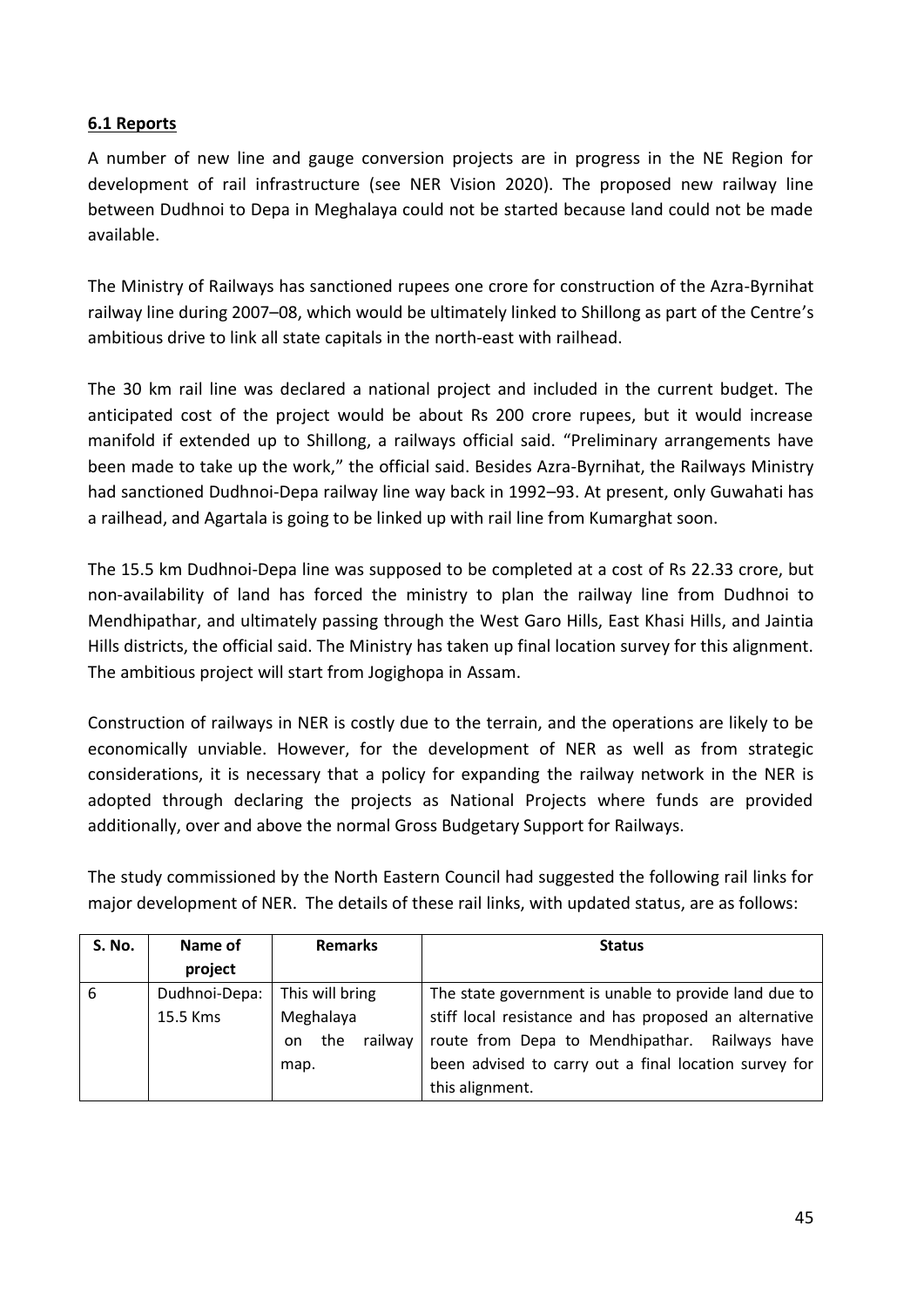**6.1 Reports**

A number of new line and gauge conversion projects are in progress in the NE Region for development of rail infrastructure (see NER Vision 2020). The proposed new railway line between Dudhnoi to Depa in Meghalaya could not be started because land could not be made available.

The Ministry of Railways has sanctioned rupees one crore for construction of the Azra-Byrnihat railway line during 2007–08, which would be ultimately linked to Shillong as part of the Centre's ambitious drive to link all state capitals in the north-east with railhead.

The 30 km rail line was declared a national project and included in the current budget. The anticipated cost of the project would be about Rs 200 crore rupees, but it would increase manifold if extended up to Shillong, a railways official said. "Preliminary arrangements have been made to take up the work," the official said. Besides Azra-Byrnihat, the Railways Ministry had sanctioned Dudhnoi-Depa railway line way back in 1992–93. At present, only Guwahati has a railhead, and Agartala is going to be linked up with rail line from Kumarghat soon.

The 15.5 km Dudhnoi-Depa line was supposed to be completed at a cost of Rs 22.33 crore, but non-availability of land has forced the ministry to plan the railway line from Dudhnoi to Mendhipathar, and ultimately passing through the West Garo Hills, East Khasi Hills, and Jaintia Hills districts, the official said. The Ministry has taken up final location survey for this alignment. The ambitious project will start from Jogighopa in Assam.

Construction of railways in NER is costly due to the terrain, and the operations are likely to be economically unviable. However, for the development of NER as well as from strategic considerations, it is necessary that a policy for expanding the railway network in the NER is adopted through declaring the projects as National Projects where funds are provided additionally, over and above the normal Gross Budgetary Support for Railways.

The study commissioned by the North Eastern Council had suggested the following rail links for major development of NER. The details of these rail links, with updated status, are as follows:

| S. No. | Name of project | Remarks | Status |
|---|---|---|---|
| 6 | Dudhnoi-Depa: 15.5 Kms | This will bring Meghalaya on the railway map. | The state government is unable to provide land due to stiff local resistance and has proposed an alternative route from Depa to Mendhipathar. Railways have been advised to carry out a final location survey for this alignment. |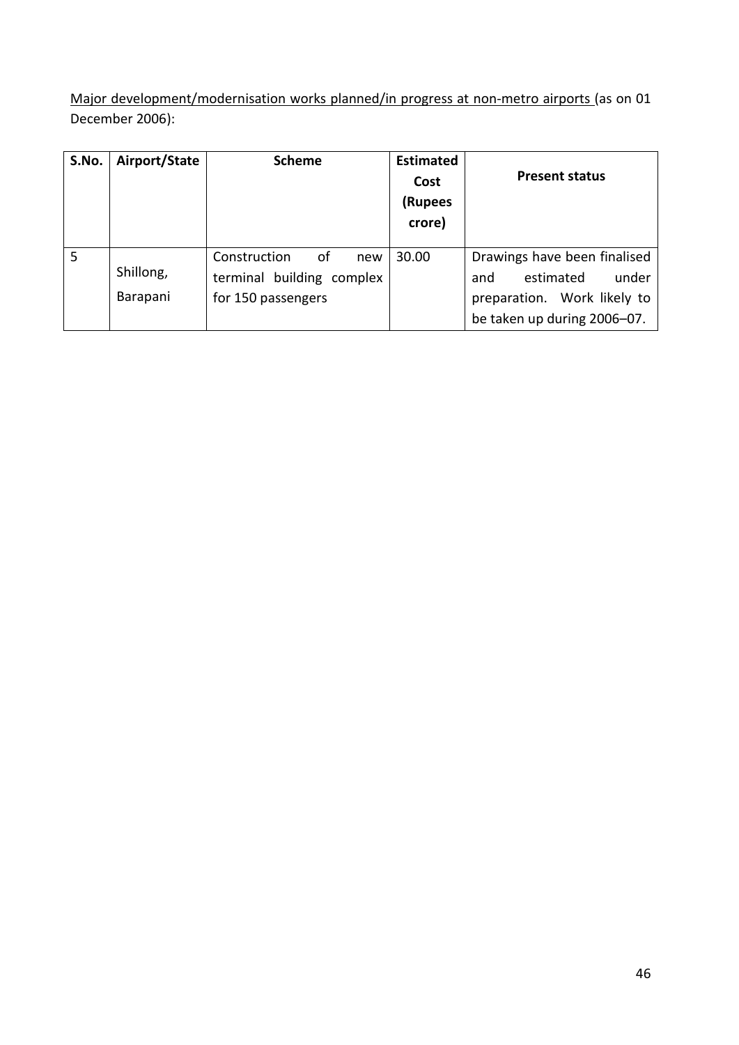Major development/modernisation works planned/in progress at non-metro airports (as on 01 December 2006):

| S.No. | Airport/State | Scheme | Estimated Cost (Rupees crore) | Present status |
|---|---|---|---|---|
| 5 | Shillong, Barapani | Construction of new terminal building complex for 150 passengers | 30.00 | Drawings have been finalised and estimated under preparation. Work likely to be taken up during 2006–07. |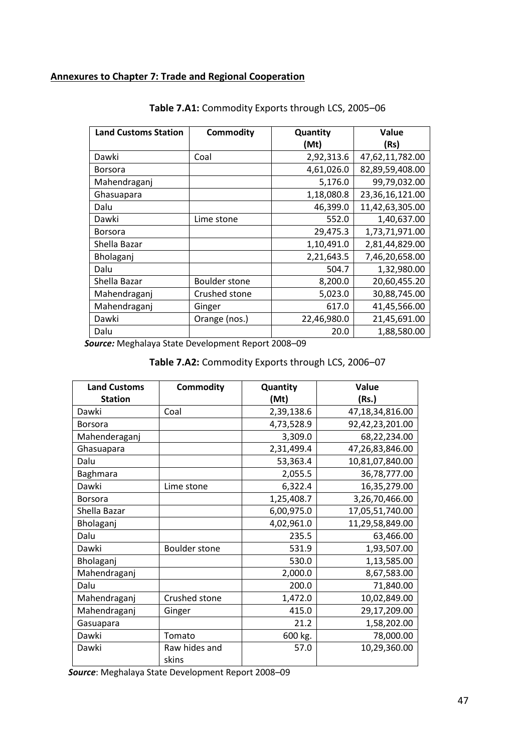**Annexures to Chapter 7: Trade and Regional Cooperation**

**Table 7.A1:** Commodity Exports through LCS, 2005–06

| Land Customs Station | Commodity | Quantity (Mt) | Value (Rs) |
|---|---|---|---|
| Dawki | Coal | 2,92,313.6 | 47,62,11,782.00 |
| Borsora | | 4,61,026.0 | 82,89,59,408.00 |
| Mahendraganj | | 5,176.0 | 99,79,032.00 |
| Ghasuapara | | 1,18,080.8 | 23,36,16,121.00 |
| Dalu | | 46,399.0 | 11,42,63,305.00 |
| Dawki | Lime stone | 552.0 | 1,40,637.00 |
| Borsora | | 29,475.3 | 1,73,71,971.00 |
| Shella Bazar | | 1,10,491.0 | 2,81,44,829.00 |
| Bholaganj | | 2,21,643.5 | 7,46,20,658.00 |
| Dalu | | 504.7 | 1,32,980.00 |
| Shella Bazar | Boulder stone | 8,200.0 | 20,60,455.20 |
| Mahendraganj | Crushed stone | 5,023.0 | 30,88,745.00 |
| Mahendraganj | Ginger | 617.0 | 41,45,566.00 |
| Dawki | Orange (nos.) | 22,46,980.0 | 21,45,691.00 |
| Dalu | | 20.0 | 1,88,580.00 |

***Source:*** Meghalaya State Development Report 2008–09

**Table 7.A2:** Commodity Exports through LCS, 2006–07

| Land Customs Station | Commodity | Quantity (Mt) | Value (Rs.) |
|---|---|---|---|
| Dawki | Coal | 2,39,138.6 | 47,18,34,816.00 |
| Borsora | | 4,73,528.9 | 92,42,23,201.00 |
| Mahenderaganj | | 3,309.0 | 68,22,234.00 |
| Ghasuapara | | 2,31,499.4 | 47,26,83,846.00 |
| Dalu | | 53,363.4 | 10,81,07,840.00 |
| Baghmara | | 2,055.5 | 36,78,777.00 |
| Dawki | Lime stone | 6,322.4 | 16,35,279.00 |
| Borsora | | 1,25,408.7 | 3,26,70,466.00 |
| Shella Bazar | | 6,00,975.0 | 17,05,51,740.00 |
| Bholaganj | | 4,02,961.0 | 11,29,58,849.00 |
| Dalu | | 235.5 | 63,466.00 |
| Dawki | Boulder stone | 531.9 | 1,93,507.00 |
| Bholaganj | | 530.0 | 1,13,585.00 |
| Mahendraganj | | 2,000.0 | 8,67,583.00 |
| Dalu | | 200.0 | 71,840.00 |
| Mahendraganj | Crushed stone | 1,472.0 | 10,02,849.00 |
| Mahendraganj | Ginger | 415.0 | 29,17,209.00 |
| Gasuapara | | 21.2 | 1,58,202.00 |
| Dawki | Tomato | 600 kg. | 78,000.00 |
| Dawki | Raw hides and skins | 57.0 | 10,29,360.00 |

***Source***: Meghalaya State Development Report 2008–09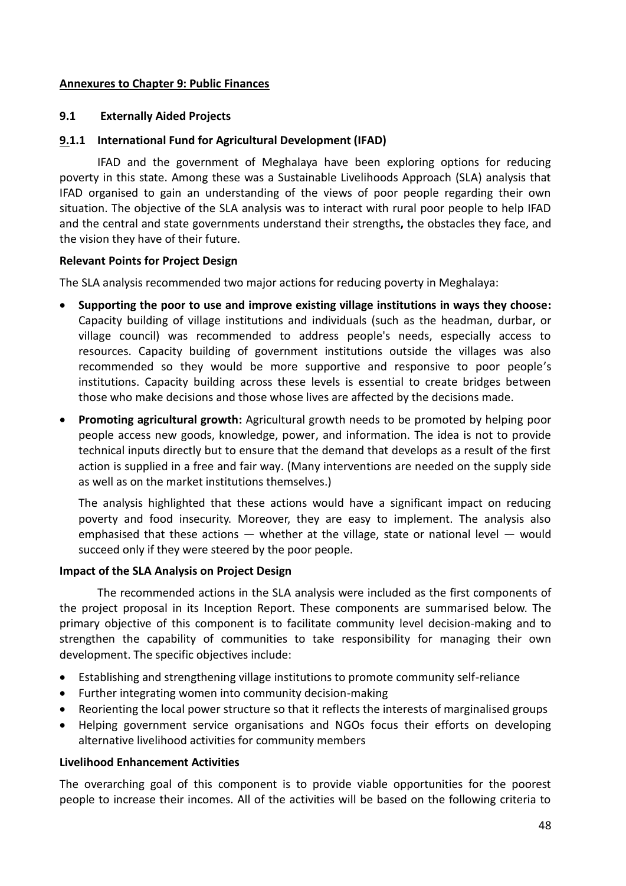## Annexures to Chapter 9: Public Finances

### 9.1 Externally Aided Projects

#### 9.1.1 International Fund for Agricultural Development (IFAD)

IFAD and the government of Meghalaya have been exploring options for reducing poverty in this state. Among these was a Sustainable Livelihoods Approach (SLA) analysis that IFAD organised to gain an understanding of the views of poor people regarding their own situation. The objective of the SLA analysis was to interact with rural poor people to help IFAD and the central and state governments understand their strengths**,** the obstacles they face, and the vision they have of their future.

**Relevant Points for Project Design**

The SLA analysis recommended two major actions for reducing poverty in Meghalaya:

- **Supporting the poor to use and improve existing village institutions in ways they choose:** Capacity building of village institutions and individuals (such as the headman, durbar, or village council) was recommended to address people's needs, especially access to resources. Capacity building of government institutions outside the villages was also recommended so they would be more supportive and responsive to poor people's institutions. Capacity building across these levels is essential to create bridges between those who make decisions and those whose lives are affected by the decisions made.
- **Promoting agricultural growth:** Agricultural growth needs to be promoted by helping poor people access new goods, knowledge, power, and information. The idea is not to provide technical inputs directly but to ensure that the demand that develops as a result of the first action is supplied in a free and fair way. (Many interventions are needed on the supply side as well as on the market institutions themselves.)

  The analysis highlighted that these actions would have a significant impact on reducing poverty and food insecurity. Moreover, they are easy to implement. The analysis also emphasised that these actions — whether at the village, state or national level — would succeed only if they were steered by the poor people.

**Impact of the SLA Analysis on Project Design**

The recommended actions in the SLA analysis were included as the first components of the project proposal in its Inception Report. These components are summarised below. The primary objective of this component is to facilitate community level decision-making and to strengthen the capability of communities to take responsibility for managing their own development. The specific objectives include:

- Establishing and strengthening village institutions to promote community self-reliance
- Further integrating women into community decision-making
- Reorienting the local power structure so that it reflects the interests of marginalised groups
- Helping government service organisations and NGOs focus their efforts on developing alternative livelihood activities for community members

**Livelihood Enhancement Activities**

The overarching goal of this component is to provide viable opportunities for the poorest people to increase their incomes. All of the activities will be based on the following criteria to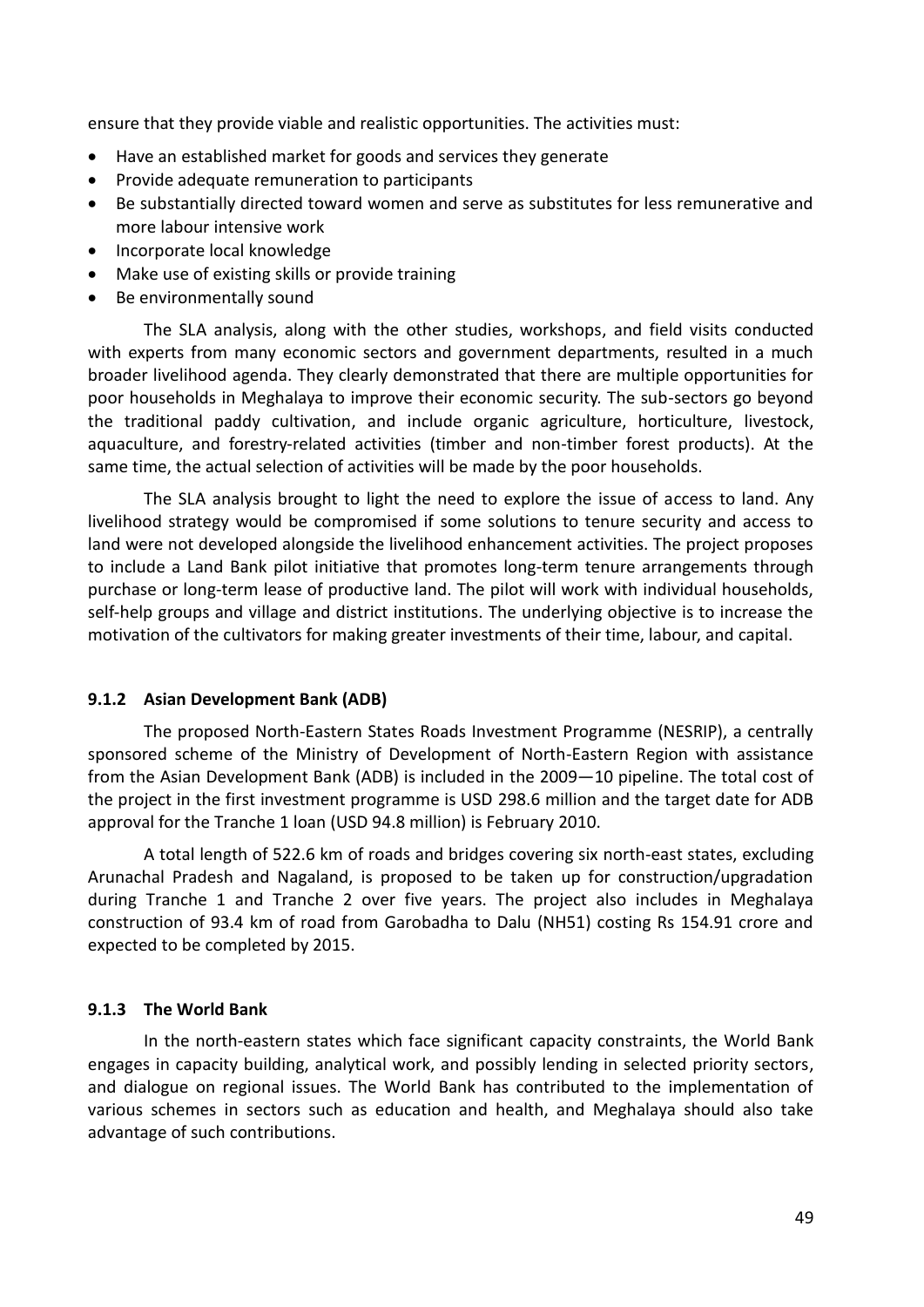ensure that they provide viable and realistic opportunities. The activities must:

- Have an established market for goods and services they generate
- Provide adequate remuneration to participants
- Be substantially directed toward women and serve as substitutes for less remunerative and more labour intensive work
- Incorporate local knowledge
- Make use of existing skills or provide training
- Be environmentally sound

The SLA analysis, along with the other studies, workshops, and field visits conducted with experts from many economic sectors and government departments, resulted in a much broader livelihood agenda. They clearly demonstrated that there are multiple opportunities for poor households in Meghalaya to improve their economic security. The sub-sectors go beyond the traditional paddy cultivation, and include organic agriculture, horticulture, livestock, aquaculture, and forestry-related activities (timber and non-timber forest products). At the same time, the actual selection of activities will be made by the poor households.

The SLA analysis brought to light the need to explore the issue of access to land. Any livelihood strategy would be compromised if some solutions to tenure security and access to land were not developed alongside the livelihood enhancement activities. The project proposes to include a Land Bank pilot initiative that promotes long-term tenure arrangements through purchase or long-term lease of productive land. The pilot will work with individual households, self-help groups and village and district institutions. The underlying objective is to increase the motivation of the cultivators for making greater investments of their time, labour, and capital.

### 9.1.2 Asian Development Bank (ADB)

The proposed North-Eastern States Roads Investment Programme (NESRIP), a centrally sponsored scheme of the Ministry of Development of North-Eastern Region with assistance from the Asian Development Bank (ADB) is included in the 2009—10 pipeline. The total cost of the project in the first investment programme is USD 298.6 million and the target date for ADB approval for the Tranche 1 loan (USD 94.8 million) is February 2010.

A total length of 522.6 km of roads and bridges covering six north-east states, excluding Arunachal Pradesh and Nagaland, is proposed to be taken up for construction/upgradation during Tranche 1 and Tranche 2 over five years. The project also includes in Meghalaya construction of 93.4 km of road from Garobadha to Dalu (NH51) costing Rs 154.91 crore and expected to be completed by 2015.

### 9.1.3 The World Bank

In the north-eastern states which face significant capacity constraints, the World Bank engages in capacity building, analytical work, and possibly lending in selected priority sectors, and dialogue on regional issues. The World Bank has contributed to the implementation of various schemes in sectors such as education and health, and Meghalaya should also take advantage of such contributions.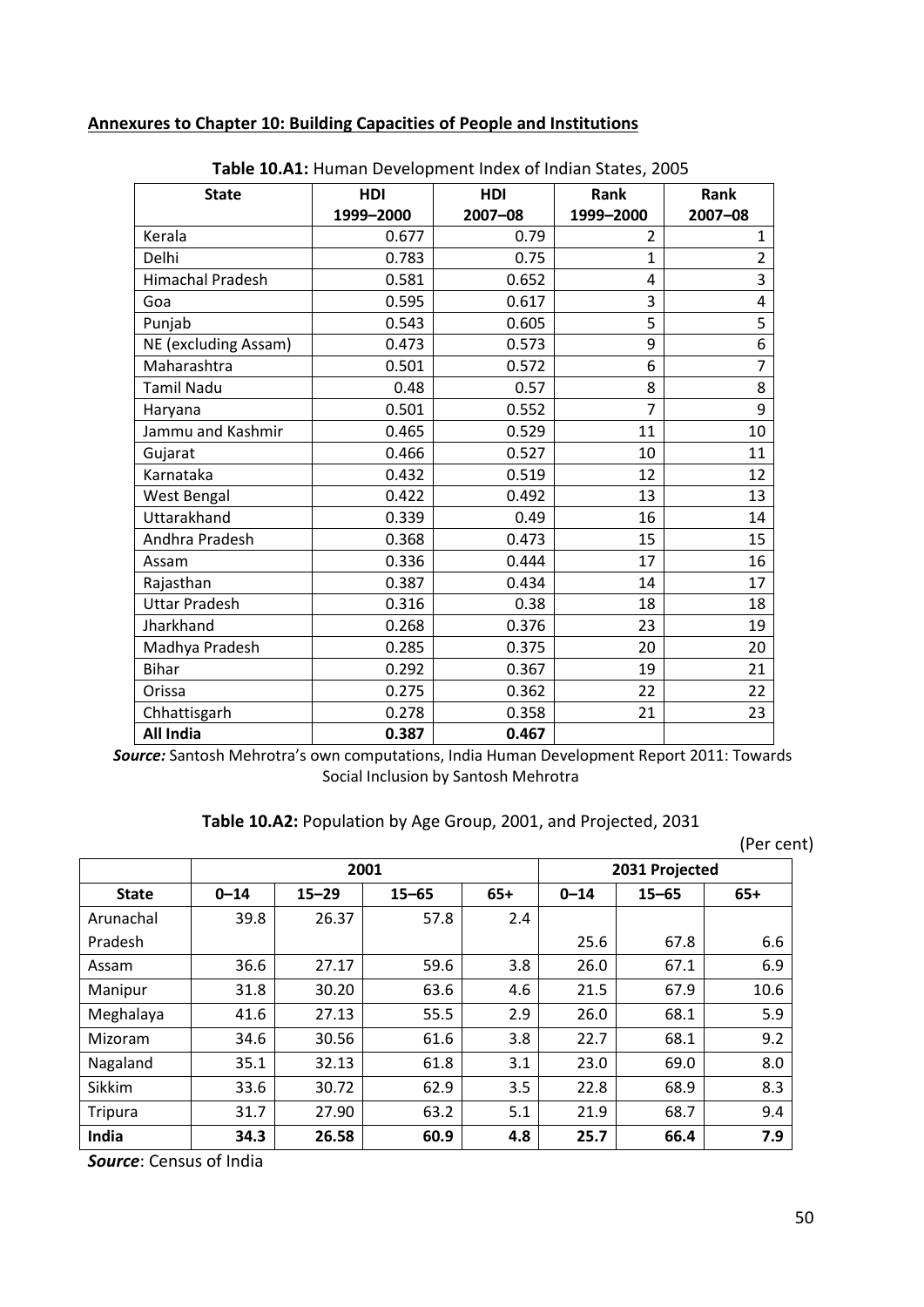**Annexures to Chapter 10: Building Capacities of People and Institutions**

**Table 10.A1:** Human Development Index of Indian States, 2005

| State | HDI 1999–2000 | HDI 2007–08 | Rank 1999–2000 | Rank 2007–08 |
|---|---|---|---|---|
| Kerala | 0.677 | 0.79 | 2 | 1 |
| Delhi | 0.783 | 0.75 | 1 | 2 |
| Himachal Pradesh | 0.581 | 0.652 | 4 | 3 |
| Goa | 0.595 | 0.617 | 3 | 4 |
| Punjab | 0.543 | 0.605 | 5 | 5 |
| NE (excluding Assam) | 0.473 | 0.573 | 9 | 6 |
| Maharashtra | 0.501 | 0.572 | 6 | 7 |
| Tamil Nadu | 0.48 | 0.57 | 8 | 8 |
| Haryana | 0.501 | 0.552 | 7 | 9 |
| Jammu and Kashmir | 0.465 | 0.529 | 11 | 10 |
| Gujarat | 0.466 | 0.527 | 10 | 11 |
| Karnataka | 0.432 | 0.519 | 12 | 12 |
| West Bengal | 0.422 | 0.492 | 13 | 13 |
| Uttarakhand | 0.339 | 0.49 | 16 | 14 |
| Andhra Pradesh | 0.368 | 0.473 | 15 | 15 |
| Assam | 0.336 | 0.444 | 17 | 16 |
| Rajasthan | 0.387 | 0.434 | 14 | 17 |
| Uttar Pradesh | 0.316 | 0.38 | 18 | 18 |
| Jharkhand | 0.268 | 0.376 | 23 | 19 |
| Madhya Pradesh | 0.285 | 0.375 | 20 | 20 |
| Bihar | 0.292 | 0.367 | 19 | 21 |
| Orissa | 0.275 | 0.362 | 22 | 22 |
| Chhattisgarh | 0.278 | 0.358 | 21 | 23 |
| **All India** | **0.387** | **0.467** | | |

***Source:*** Santosh Mehrotra's own computations, India Human Development Report 2011: Towards Social Inclusion by Santosh Mehrotra

**Table 10.A2:** Population by Age Group, 2001, and Projected, 2031

(Per cent)

| | 2001 | | | | 2031 Projected | | |
|---|---|---|---|---|---|---|---|
| **State** | **0–14** | **15–29** | **15–65** | **65+** | **0–14** | **15–65** | **65+** |
| Arunachal Pradesh | 39.8 | 26.37 | 57.8 | 2.4 | 25.6 | 67.8 | 6.6 |
| Assam | 36.6 | 27.17 | 59.6 | 3.8 | 26.0 | 67.1 | 6.9 |
| Manipur | 31.8 | 30.20 | 63.6 | 4.6 | 21.5 | 67.9 | 10.6 |
| Meghalaya | 41.6 | 27.13 | 55.5 | 2.9 | 26.0 | 68.1 | 5.9 |
| Mizoram | 34.6 | 30.56 | 61.6 | 3.8 | 22.7 | 68.1 | 9.2 |
| Nagaland | 35.1 | 32.13 | 61.8 | 3.1 | 23.0 | 69.0 | 8.0 |
| Sikkim | 33.6 | 30.72 | 62.9 | 3.5 | 22.8 | 68.9 | 8.3 |
| Tripura | 31.7 | 27.90 | 63.2 | 5.1 | 21.9 | 68.7 | 9.4 |
| **India** | **34.3** | **26.58** | **60.9** | **4.8** | **25.7** | **66.4** | **7.9** |

***Source***: Census of India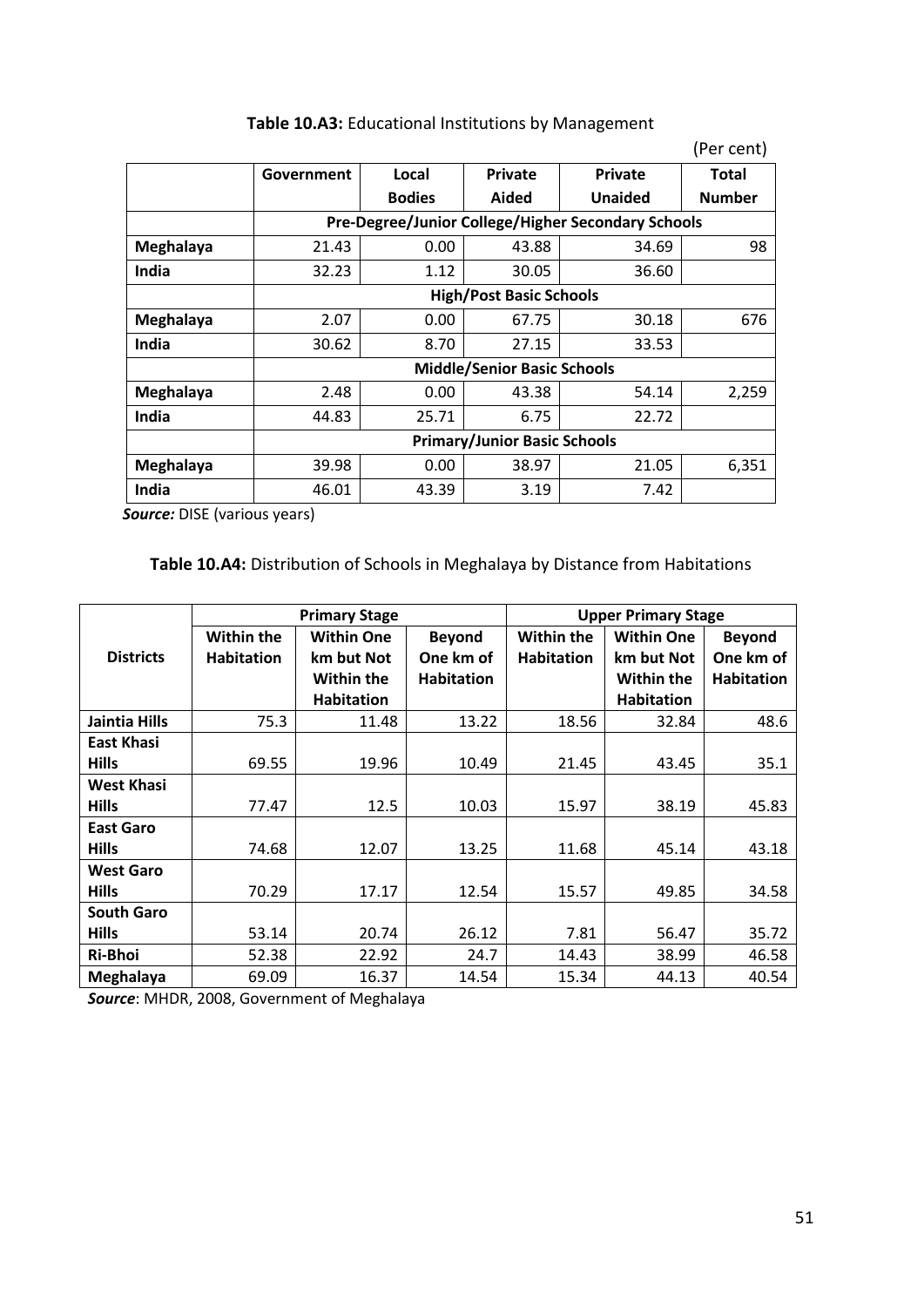**Table 10.A3:** Educational Institutions by Management

(Per cent)

| | Government | Local Bodies | Private Aided | Private Unaided | Total Number |
|---|---|---|---|---|---|
| | **Pre-Degree/Junior College/Higher Secondary Schools** | | | | |
| **Meghalaya** | 21.43 | 0.00 | 43.88 | 34.69 | 98 |
| **India** | 32.23 | 1.12 | 30.05 | 36.60 | |
| | **High/Post Basic Schools** | | | | |
| **Meghalaya** | 2.07 | 0.00 | 67.75 | 30.18 | 676 |
| **India** | 30.62 | 8.70 | 27.15 | 33.53 | |
| | **Middle/Senior Basic Schools** | | | | |
| **Meghalaya** | 2.48 | 0.00 | 43.38 | 54.14 | 2,259 |
| **India** | 44.83 | 25.71 | 6.75 | 22.72 | |
| | **Primary/Junior Basic Schools** | | | | |
| **Meghalaya** | 39.98 | 0.00 | 38.97 | 21.05 | 6,351 |
| **India** | 46.01 | 43.39 | 3.19 | 7.42 | |

***Source:*** DISE (various years)

**Table 10.A4:** Distribution of Schools in Meghalaya by Distance from Habitations

| | Primary Stage | | | Upper Primary Stage | | |
|---|---|---|---|---|---|---|
| **Districts** | **Within the Habitation** | **Within One km but Not Within the Habitation** | **Beyond One km of Habitation** | **Within the Habitation** | **Within One km but Not Within the Habitation** | **Beyond One km of Habitation** |
| **Jaintia Hills** | 75.3 | 11.48 | 13.22 | 18.56 | 32.84 | 48.6 |
| **East Khasi Hills** | 69.55 | 19.96 | 10.49 | 21.45 | 43.45 | 35.1 |
| **West Khasi Hills** | 77.47 | 12.5 | 10.03 | 15.97 | 38.19 | 45.83 |
| **East Garo Hills** | 74.68 | 12.07 | 13.25 | 11.68 | 45.14 | 43.18 |
| **West Garo Hills** | 70.29 | 17.17 | 12.54 | 15.57 | 49.85 | 34.58 |
| **South Garo Hills** | 53.14 | 20.74 | 26.12 | 7.81 | 56.47 | 35.72 |
| **Ri-Bhoi** | 52.38 | 22.92 | 24.7 | 14.43 | 38.99 | 46.58 |
| **Meghalaya** | 69.09 | 16.37 | 14.54 | 15.34 | 44.13 | 40.54 |

***Source***: MHDR, 2008, Government of Meghalaya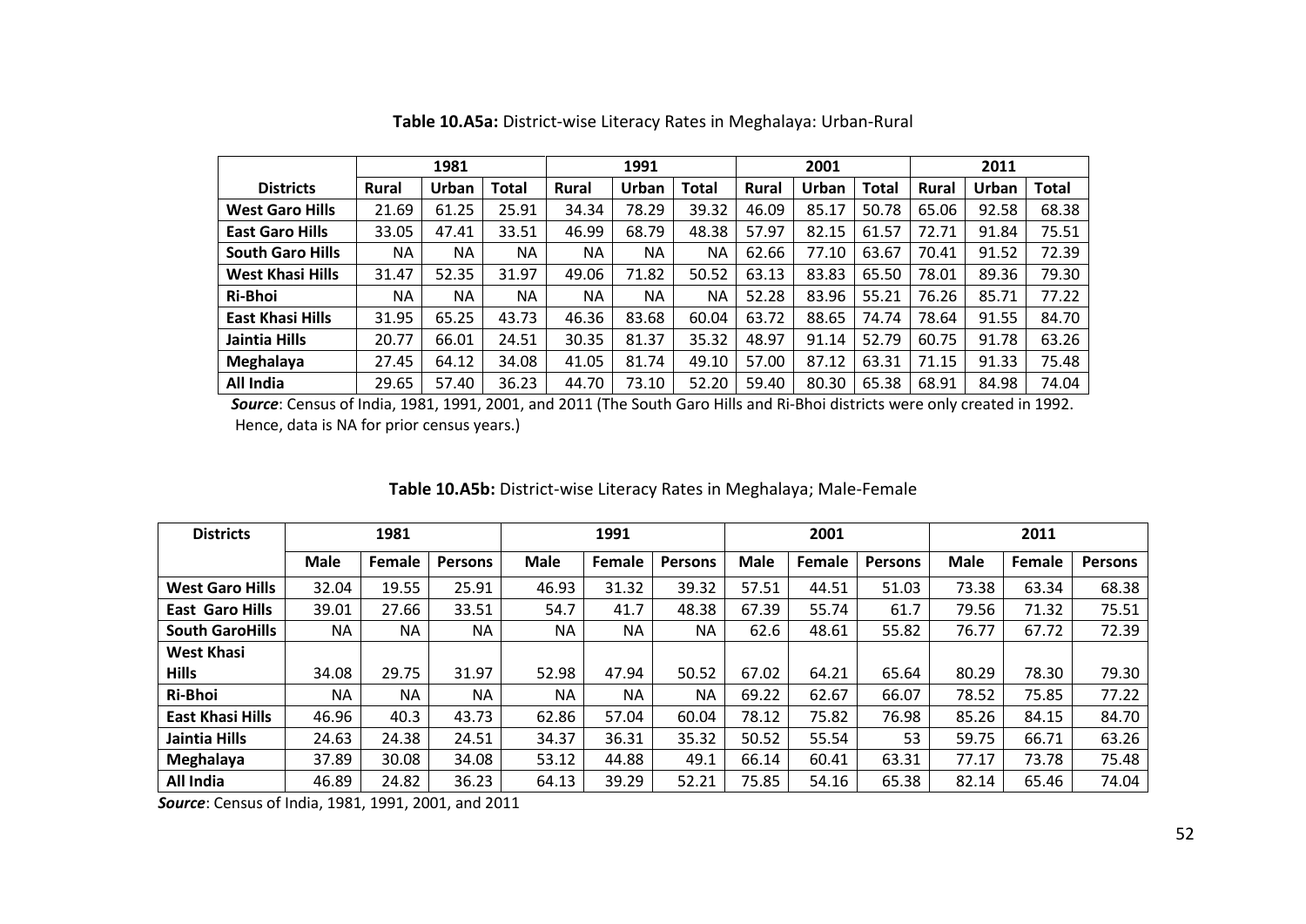**Table 10.A5a:** District-wise Literacy Rates in Meghalaya: Urban-Rural

| | 1981 | | | 1991 | | | 2001 | | | 2011 | | |
|---|---|---|---|---|---|---|---|---|---|---|---|---|
| **Districts** | **Rural** | **Urban** | **Total** | **Rural** | **Urban** | **Total** | **Rural** | **Urban** | **Total** | **Rural** | **Urban** | **Total** |
| **West Garo Hills** | 21.69 | 61.25 | 25.91 | 34.34 | 78.29 | 39.32 | 46.09 | 85.17 | 50.78 | 65.06 | 92.58 | 68.38 |
| **East Garo Hills** | 33.05 | 47.41 | 33.51 | 46.99 | 68.79 | 48.38 | 57.97 | 82.15 | 61.57 | 72.71 | 91.84 | 75.51 |
| **South Garo Hills** | NA | NA | NA | NA | NA | NA | 62.66 | 77.10 | 63.67 | 70.41 | 91.52 | 72.39 |
| **West Khasi Hills** | 31.47 | 52.35 | 31.97 | 49.06 | 71.82 | 50.52 | 63.13 | 83.83 | 65.50 | 78.01 | 89.36 | 79.30 |
| **Ri-Bhoi** | NA | NA | NA | NA | NA | NA | 52.28 | 83.96 | 55.21 | 76.26 | 85.71 | 77.22 |
| **East Khasi Hills** | 31.95 | 65.25 | 43.73 | 46.36 | 83.68 | 60.04 | 63.72 | 88.65 | 74.74 | 78.64 | 91.55 | 84.70 |
| **Jaintia Hills** | 20.77 | 66.01 | 24.51 | 30.35 | 81.37 | 35.32 | 48.97 | 91.14 | 52.79 | 60.75 | 91.78 | 63.26 |
| **Meghalaya** | 27.45 | 64.12 | 34.08 | 41.05 | 81.74 | 49.10 | 57.00 | 87.12 | 63.31 | 71.15 | 91.33 | 75.48 |
| **All India** | 29.65 | 57.40 | 36.23 | 44.70 | 73.10 | 52.20 | 59.40 | 80.30 | 65.38 | 68.91 | 84.98 | 74.04 |

***Source***: Census of India, 1981, 1991, 2001, and 2011 (The South Garo Hills and Ri-Bhoi districts were only created in 1992. Hence, data is NA for prior census years.)

**Table 10.A5b:** District-wise Literacy Rates in Meghalaya; Male-Female

| **Districts** | 1981 | | | 1991 | | | 2001 | | | 2011 | | |
|---|---|---|---|---|---|---|---|---|---|---|---|---|
| | **Male** | **Female** | **Persons** | **Male** | **Female** | **Persons** | **Male** | **Female** | **Persons** | **Male** | **Female** | **Persons** |
| **West Garo Hills** | 32.04 | 19.55 | 25.91 | 46.93 | 31.32 | 39.32 | 57.51 | 44.51 | 51.03 | 73.38 | 63.34 | 68.38 |
| **East Garo Hills** | 39.01 | 27.66 | 33.51 | 54.7 | 41.7 | 48.38 | 67.39 | 55.74 | 61.7 | 79.56 | 71.32 | 75.51 |
| **South GaroHills** | NA | NA | NA | NA | NA | NA | 62.6 | 48.61 | 55.82 | 76.77 | 67.72 | 72.39 |
| **West Khasi Hills** | 34.08 | 29.75 | 31.97 | 52.98 | 47.94 | 50.52 | 67.02 | 64.21 | 65.64 | 80.29 | 78.30 | 79.30 |
| **Ri-Bhoi** | NA | NA | NA | NA | NA | NA | 69.22 | 62.67 | 66.07 | 78.52 | 75.85 | 77.22 |
| **East Khasi Hills** | 46.96 | 40.3 | 43.73 | 62.86 | 57.04 | 60.04 | 78.12 | 75.82 | 76.98 | 85.26 | 84.15 | 84.70 |
| **Jaintia Hills** | 24.63 | 24.38 | 24.51 | 34.37 | 36.31 | 35.32 | 50.52 | 55.54 | 53 | 59.75 | 66.71 | 63.26 |
| **Meghalaya** | 37.89 | 30.08 | 34.08 | 53.12 | 44.88 | 49.1 | 66.14 | 60.41 | 63.31 | 77.17 | 73.78 | 75.48 |
| **All India** | 46.89 | 24.82 | 36.23 | 64.13 | 39.29 | 52.21 | 75.85 | 54.16 | 65.38 | 82.14 | 65.46 | 74.04 |

***Source***: Census of India, 1981, 1991, 2001, and 2011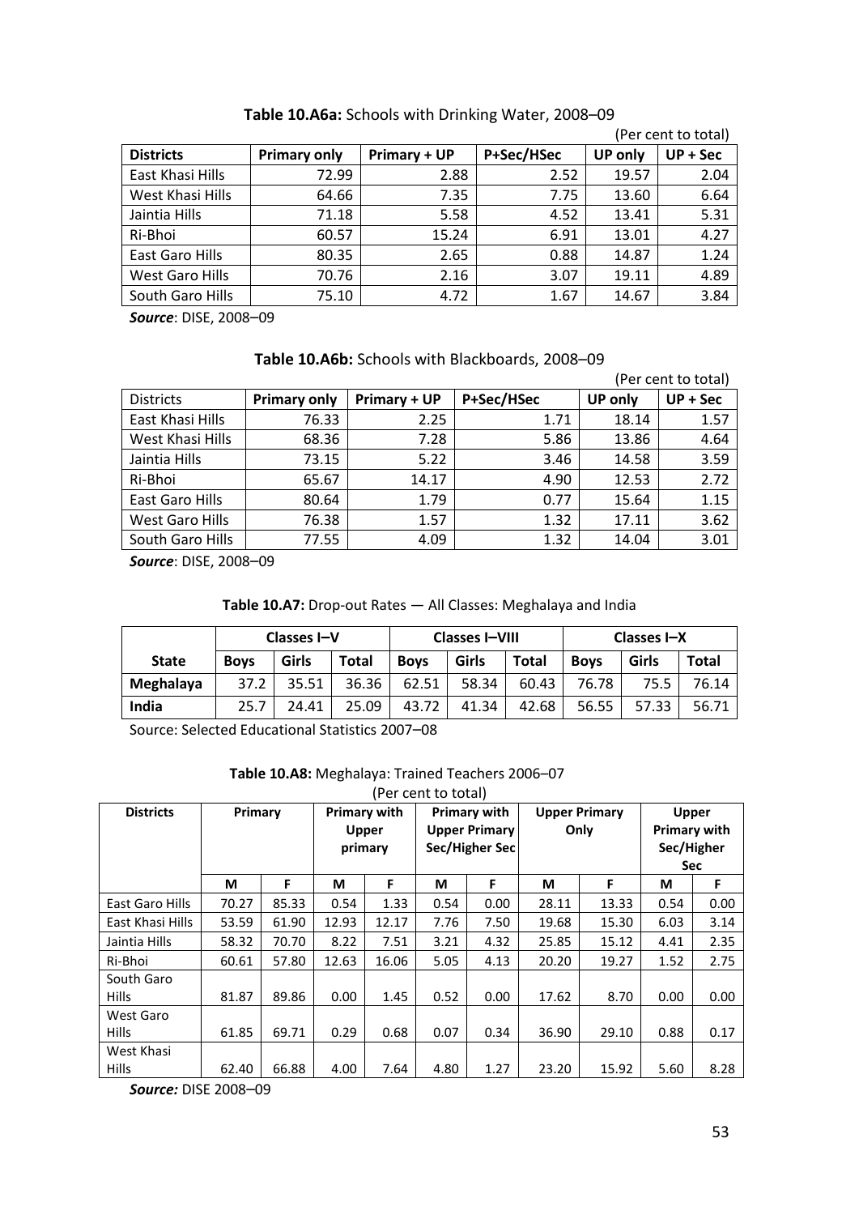**Table 10.A6a:** Schools with Drinking Water, 2008–09

(Per cent to total)

| Districts | Primary only | Primary + UP | P+Sec/HSec | UP only | UP + Sec |
|---|---|---|---|---|---|
| East Khasi Hills | 72.99 | 2.88 | 2.52 | 19.57 | 2.04 |
| West Khasi Hills | 64.66 | 7.35 | 7.75 | 13.60 | 6.64 |
| Jaintia Hills | 71.18 | 5.58 | 4.52 | 13.41 | 5.31 |
| Ri-Bhoi | 60.57 | 15.24 | 6.91 | 13.01 | 4.27 |
| East Garo Hills | 80.35 | 2.65 | 0.88 | 14.87 | 1.24 |
| West Garo Hills | 70.76 | 2.16 | 3.07 | 19.11 | 4.89 |
| South Garo Hills | 75.10 | 4.72 | 1.67 | 14.67 | 3.84 |

***Source***: DISE, 2008–09

**Table 10.A6b:** Schools with Blackboards, 2008–09

(Per cent to total)

| Districts | Primary only | Primary + UP | P+Sec/HSec | UP only | UP + Sec |
|---|---|---|---|---|---|
| East Khasi Hills | 76.33 | 2.25 | 1.71 | 18.14 | 1.57 |
| West Khasi Hills | 68.36 | 7.28 | 5.86 | 13.86 | 4.64 |
| Jaintia Hills | 73.15 | 5.22 | 3.46 | 14.58 | 3.59 |
| Ri-Bhoi | 65.67 | 14.17 | 4.90 | 12.53 | 2.72 |
| East Garo Hills | 80.64 | 1.79 | 0.77 | 15.64 | 1.15 |
| West Garo Hills | 76.38 | 1.57 | 1.32 | 17.11 | 3.62 |
| South Garo Hills | 77.55 | 4.09 | 1.32 | 14.04 | 3.01 |

***Source***: DISE, 2008–09

**Table 10.A7:** Drop-out Rates — All Classes: Meghalaya and India

| State | Classes I–V | | | Classes I–VIII | | | Classes I–X | | |
|---|---|---|---|---|---|---|---|---|---|
| | **Boys** | **Girls** | **Total** | **Boys** | **Girls** | **Total** | **Boys** | **Girls** | **Total** |
| **Meghalaya** | 37.2 | 35.51 | 36.36 | 62.51 | 58.34 | 60.43 | 76.78 | 75.5 | 76.14 |
| **India** | 25.7 | 24.41 | 25.09 | 43.72 | 41.34 | 42.68 | 56.55 | 57.33 | 56.71 |

Source: Selected Educational Statistics 2007–08

**Table 10.A8:** Meghalaya: Trained Teachers 2006–07

(Per cent to total)

| Districts | Primary | | Primary with Upper primary | | Primary with Upper Primary Sec/Higher Sec | | Upper Primary Only | | Upper Primary with Sec/Higher Sec | |
|---|---|---|---|---|---|---|---|---|---|---|
| | M | F | M | F | M | F | M | F | M | F |
| East Garo Hills | 70.27 | 85.33 | 0.54 | 1.33 | 0.54 | 0.00 | 28.11 | 13.33 | 0.54 | 0.00 |
| East Khasi Hills | 53.59 | 61.90 | 12.93 | 12.17 | 7.76 | 7.50 | 19.68 | 15.30 | 6.03 | 3.14 |
| Jaintia Hills | 58.32 | 70.70 | 8.22 | 7.51 | 3.21 | 4.32 | 25.85 | 15.12 | 4.41 | 2.35 |
| Ri-Bhoi | 60.61 | 57.80 | 12.63 | 16.06 | 5.05 | 4.13 | 20.20 | 19.27 | 1.52 | 2.75 |
| South Garo Hills | 81.87 | 89.86 | 0.00 | 1.45 | 0.52 | 0.00 | 17.62 | 8.70 | 0.00 | 0.00 |
| West Garo Hills | 61.85 | 69.71 | 0.29 | 0.68 | 0.07 | 0.34 | 36.90 | 29.10 | 0.88 | 0.17 |
| West Khasi Hills | 62.40 | 66.88 | 4.00 | 7.64 | 4.80 | 1.27 | 23.20 | 15.92 | 5.60 | 8.28 |

***Source:*** DISE 2008–09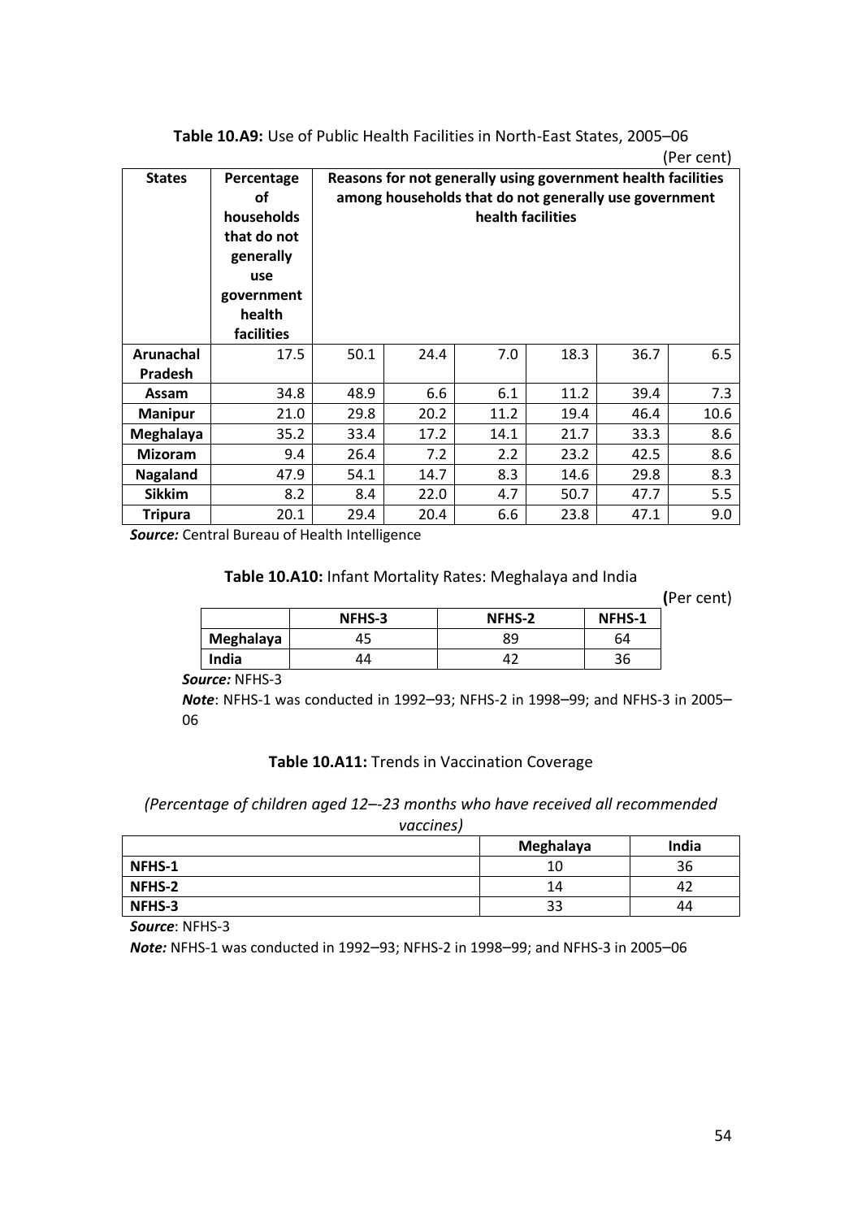**Table 10.A9:** Use of Public Health Facilities in North-East States, 2005–06

(Per cent)

| States | Percentage of households that do not generally use government health facilities | Reasons for not generally using government health facilities among households that do not generally use government health facilities | | | | | |
|---|---|---|---|---|---|---|---|
| Arunachal Pradesh | 17.5 | 50.1 | 24.4 | 7.0 | 18.3 | 36.7 | 6.5 |
| Assam | 34.8 | 48.9 | 6.6 | 6.1 | 11.2 | 39.4 | 7.3 |
| Manipur | 21.0 | 29.8 | 20.2 | 11.2 | 19.4 | 46.4 | 10.6 |
| Meghalaya | 35.2 | 33.4 | 17.2 | 14.1 | 21.7 | 33.3 | 8.6 |
| Mizoram | 9.4 | 26.4 | 7.2 | 2.2 | 23.2 | 42.5 | 8.6 |
| Nagaland | 47.9 | 54.1 | 14.7 | 8.3 | 14.6 | 29.8 | 8.3 |
| Sikkim | 8.2 | 8.4 | 22.0 | 4.7 | 50.7 | 47.7 | 5.5 |
| Tripura | 20.1 | 29.4 | 20.4 | 6.6 | 23.8 | 47.1 | 9.0 |

***Source:*** Central Bureau of Health Intelligence

**Table 10.A10:** Infant Mortality Rates: Meghalaya and India

**(**Per cent)

| | NFHS-3 | NFHS-2 | NFHS-1 |
|---|---|---|---|
| **Meghalaya** | 45 | 89 | 64 |
| **India** | 44 | 42 | 36 |

***Source:*** NFHS-3

***Note***: NFHS-1 was conducted in 1992–93; NFHS-2 in 1998–99; and NFHS-3 in 2005–06

**Table 10.A11:** Trends in Vaccination Coverage

*(Percentage of children aged 12–-23 months who have received all recommended vaccines)*

| | Meghalaya | India |
|---|---|---|
| **NFHS-1** | 10 | 36 |
| **NFHS-2** | 14 | 42 |
| **NFHS-3** | 33 | 44 |

***Source***: NFHS-3

***Note:*** NFHS-1 was conducted in 1992–93; NFHS-2 in 1998–99; and NFHS-3 in 2005–06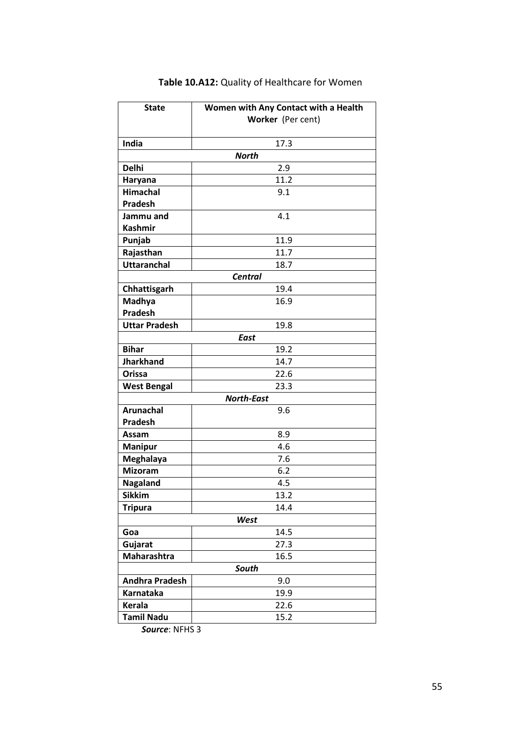**Table 10.A12:** Quality of Healthcare for Women

| State | Women with Any Contact with a Health Worker (Per cent) |
|---|---|
| **India** | 17.3 |
| ***North*** | |
| **Delhi** | 2.9 |
| **Haryana** | 11.2 |
| **Himachal Pradesh** | 9.1 |
| **Jammu and Kashmir** | 4.1 |
| **Punjab** | 11.9 |
| **Rajasthan** | 11.7 |
| **Uttaranchal** | 18.7 |
| ***Central*** | |
| **Chhattisgarh** | 19.4 |
| **Madhya Pradesh** | 16.9 |
| **Uttar Pradesh** | 19.8 |
| ***East*** | |
| **Bihar** | 19.2 |
| **Jharkhand** | 14.7 |
| **Orissa** | 22.6 |
| **West Bengal** | 23.3 |
| ***North-East*** | |
| **Arunachal Pradesh** | 9.6 |
| **Assam** | 8.9 |
| **Manipur** | 4.6 |
| **Meghalaya** | 7.6 |
| **Mizoram** | 6.2 |
| **Nagaland** | 4.5 |
| **Sikkim** | 13.2 |
| **Tripura** | 14.4 |
| ***West*** | |
| **Goa** | 14.5 |
| **Gujarat** | 27.3 |
| **Maharashtra** | 16.5 |
| ***South*** | |
| **Andhra Pradesh** | 9.0 |
| **Karnataka** | 19.9 |
| **Kerala** | 22.6 |
| **Tamil Nadu** | 15.2 |

***Source***: NFHS 3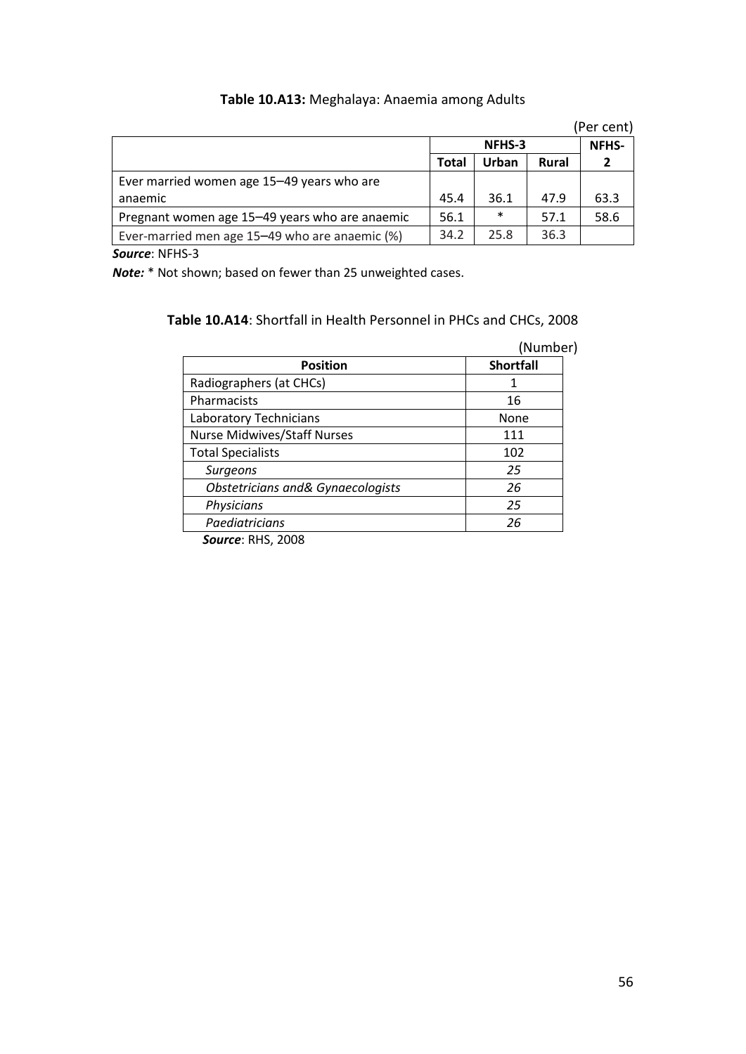**Table 10.A13:** Meghalaya: Anaemia among Adults

(Per cent)

| | NFHS-3 | | | NFHS-2 |
|---|---|---|---|---|
| | Total | Urban | Rural | |
| Ever married women age 15–49 years who are anaemic | 45.4 | 36.1 | 47.9 | 63.3 |
| Pregnant women age 15–49 years who are anaemic | 56.1 | * | 57.1 | 58.6 |
| Ever-married men age 15–49 who are anaemic (%) | 34.2 | 25.8 | 36.3 | |

***Source***: NFHS-3

***Note:*** * Not shown; based on fewer than 25 unweighted cases.

**Table 10.A14**: Shortfall in Health Personnel in PHCs and CHCs, 2008

(Number)

| Position | Shortfall |
|---|---|
| Radiographers (at CHCs) | 1 |
| Pharmacists | 16 |
| Laboratory Technicians | None |
| Nurse Midwives/Staff Nurses | 111 |
| Total Specialists | 102 |
| *Surgeons* | *25* |
| *Obstetricians and& Gynaecologists* | *26* |
| *Physicians* | *25* |
| *Paediatricians* | *26* |

***Source***: RHS, 2008